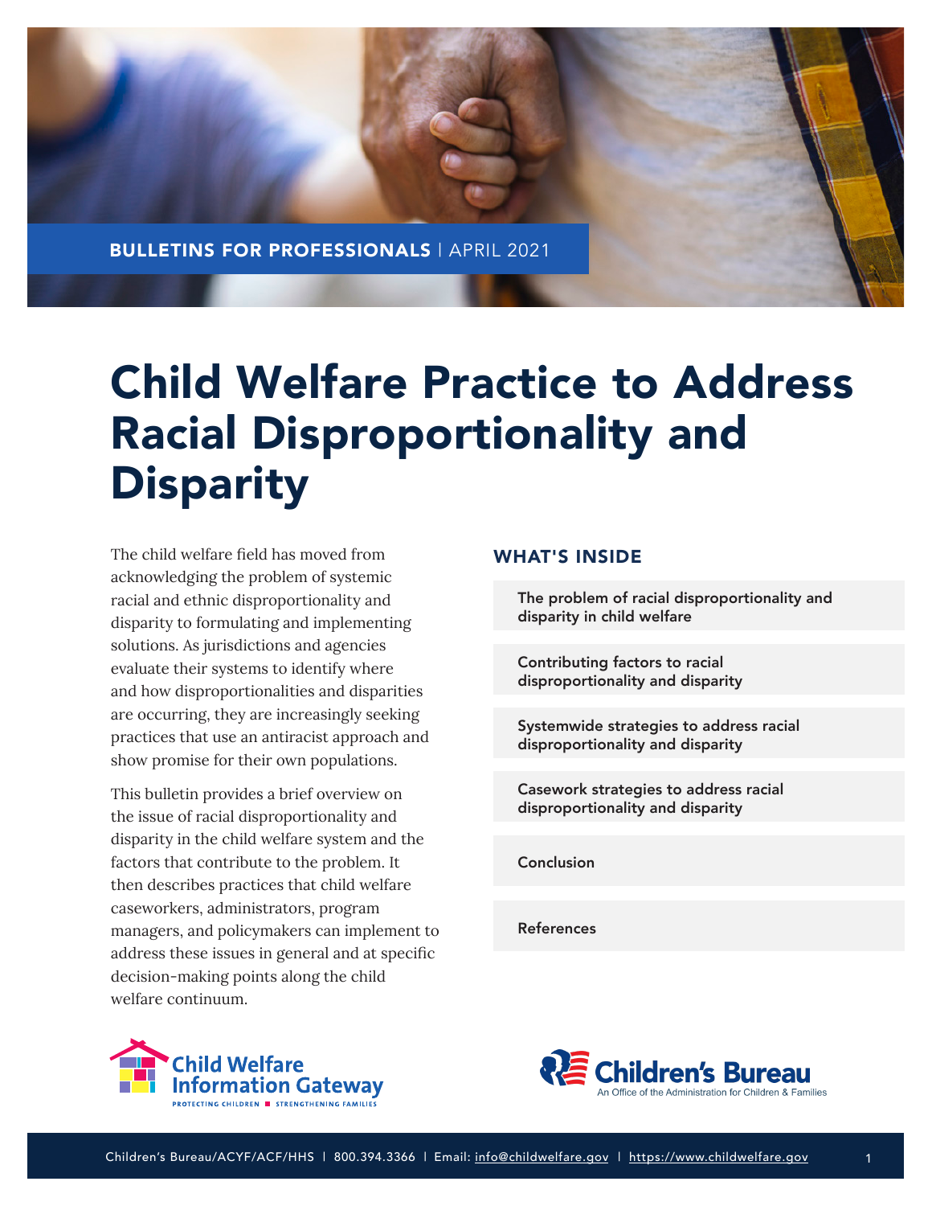BULLETINS FOR PROFESSIONALS | APRIL 2021

# Child Welfare Practice to Address Racial Disproportionality and Disparity

The child welfare field has moved from acknowledging the problem of systemic racial and ethnic disproportionality and disparity to formulating and implementing solutions. As jurisdictions and agencies evaluate their systems to identify where and how disproportionalities and disparities are occurring, they are increasingly seeking practices that use an antiracist approach and show promise for their own populations.

This bulletin provides a brief overview on the issue of racial disproportionality and disparity in the child welfare system and the factors that contribute to the problem. It then describes practices that child welfare caseworkers, administrators, program managers, and policymakers can implement to address these issues in general and at specific decision-making points along the child welfare continuum.

## WHAT'S INSIDE

- The problem of racial disproportionality and disparity in child welfare
- Contributing factors to racial disproportionality and disparity
- Systemwide strategies to address racial disproportionality and disparity
- Casework strategies to address racial disproportionality and disparity
- Conclusion
- References

Child Welfare Information Gateway — PROTECTING CHILDREN ■ STRENGTHENING FAMILIES

Children's Bureau — An Office of the Administration for Children & Families

Children's Bureau/ACYF/ACF/HHS | 800.394.3366 | Email: info@childwelfare.gov | https://www.childwelfare.gov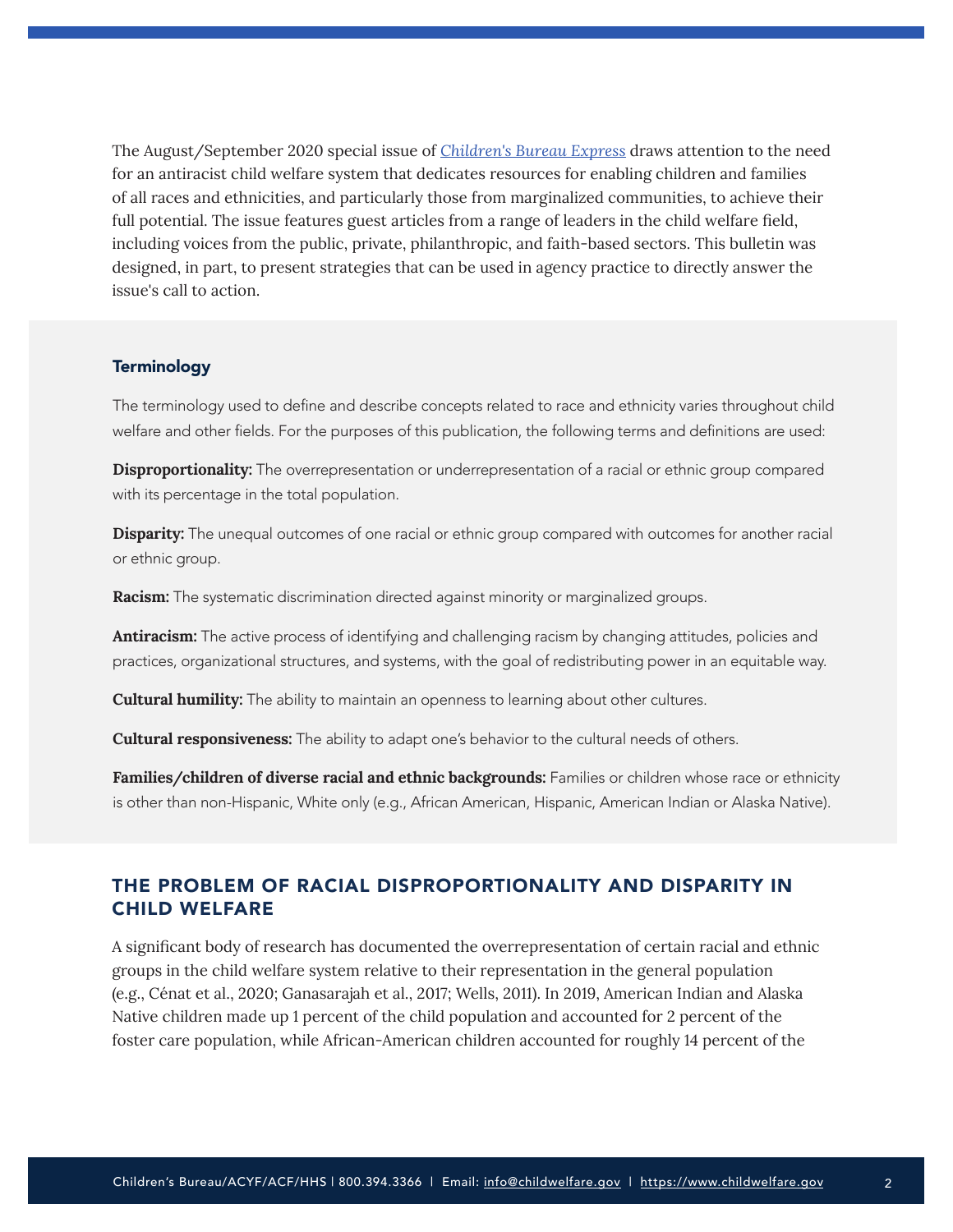The August/September 2020 special issue of *[Children's Bureau Express](https://cbexpress.acf.hhs.gov)* draws attention to the need for an antiracist child welfare system that dedicates resources for enabling children and families of all races and ethnicities, and particularly those from marginalized communities, to achieve their full potential. The issue features guest articles from a range of leaders in the child welfare field, including voices from the public, private, philanthropic, and faith-based sectors. This bulletin was designed, in part, to present strategies that can be used in agency practice to directly answer the issue's call to action.

### Terminology

The terminology used to define and describe concepts related to race and ethnicity varies throughout child welfare and other fields. For the purposes of this publication, the following terms and definitions are used:

**Disproportionality:** The overrepresentation or underrepresentation of a racial or ethnic group compared with its percentage in the total population.

**Disparity:** The unequal outcomes of one racial or ethnic group compared with outcomes for another racial or ethnic group.

**Racism:** The systematic discrimination directed against minority or marginalized groups.

**Antiracism:** The active process of identifying and challenging racism by changing attitudes, policies and practices, organizational structures, and systems, with the goal of redistributing power in an equitable way.

**Cultural humility:** The ability to maintain an openness to learning about other cultures.

**Cultural responsiveness:** The ability to adapt one's behavior to the cultural needs of others.

**Families/children of diverse racial and ethnic backgrounds:** Families or children whose race or ethnicity is other than non-Hispanic, White only (e.g., African American, Hispanic, American Indian or Alaska Native).

## THE PROBLEM OF RACIAL DISPROPORTIONALITY AND DISPARITY IN CHILD WELFARE

A significant body of research has documented the overrepresentation of certain racial and ethnic groups in the child welfare system relative to their representation in the general population (e.g., Cénat et al., 2020; Ganasarajah et al., 2017; Wells, 2011). In 2019, American Indian and Alaska Native children made up 1 percent of the child population and accounted for 2 percent of the foster care population, while African-American children accounted for roughly 14 percent of the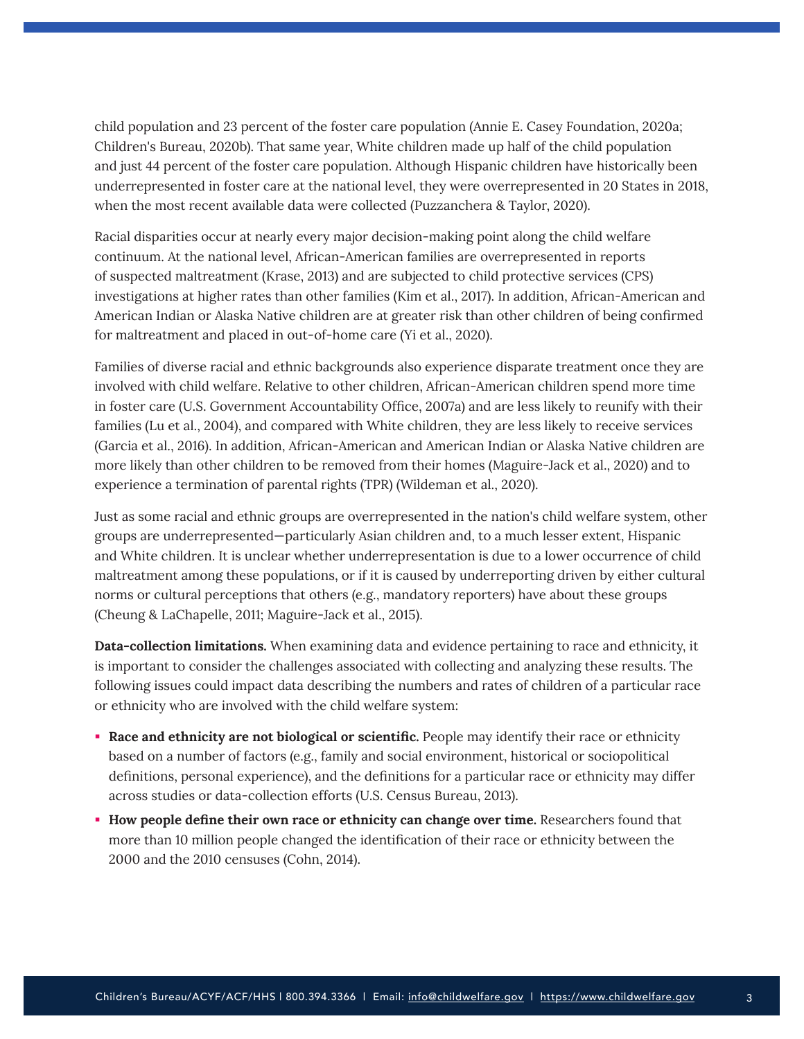child population and 23 percent of the foster care population (Annie E. Casey Foundation, 2020a; Children's Bureau, 2020b). That same year, White children made up half of the child population and just 44 percent of the foster care population. Although Hispanic children have historically been underrepresented in foster care at the national level, they were overrepresented in 20 States in 2018, when the most recent available data were collected (Puzzanchera & Taylor, 2020).

Racial disparities occur at nearly every major decision-making point along the child welfare continuum. At the national level, African-American families are overrepresented in reports of suspected maltreatment (Krase, 2013) and are subjected to child protective services (CPS) investigations at higher rates than other families (Kim et al., 2017). In addition, African-American and American Indian or Alaska Native children are at greater risk than other children of being confirmed for maltreatment and placed in out-of-home care (Yi et al., 2020).

Families of diverse racial and ethnic backgrounds also experience disparate treatment once they are involved with child welfare. Relative to other children, African-American children spend more time in foster care (U.S. Government Accountability Office, 2007a) and are less likely to reunify with their families (Lu et al., 2004), and compared with White children, they are less likely to receive services (Garcia et al., 2016). In addition, African-American and American Indian or Alaska Native children are more likely than other children to be removed from their homes (Maguire-Jack et al., 2020) and to experience a termination of parental rights (TPR) (Wildeman et al., 2020).

Just as some racial and ethnic groups are overrepresented in the nation's child welfare system, other groups are underrepresented—particularly Asian children and, to a much lesser extent, Hispanic and White children. It is unclear whether underrepresentation is due to a lower occurrence of child maltreatment among these populations, or if it is caused by underreporting driven by either cultural norms or cultural perceptions that others (e.g., mandatory reporters) have about these groups (Cheung & LaChapelle, 2011; Maguire-Jack et al., 2015).

**Data-collection limitations.** When examining data and evidence pertaining to race and ethnicity, it is important to consider the challenges associated with collecting and analyzing these results. The following issues could impact data describing the numbers and rates of children of a particular race or ethnicity who are involved with the child welfare system:

- **Race and ethnicity are not biological or scientific.** People may identify their race or ethnicity based on a number of factors (e.g., family and social environment, historical or sociopolitical definitions, personal experience), and the definitions for a particular race or ethnicity may differ across studies or data-collection efforts (U.S. Census Bureau, 2013).
- **How people define their own race or ethnicity can change over time.** Researchers found that more than 10 million people changed the identification of their race or ethnicity between the 2000 and the 2010 censuses (Cohn, 2014).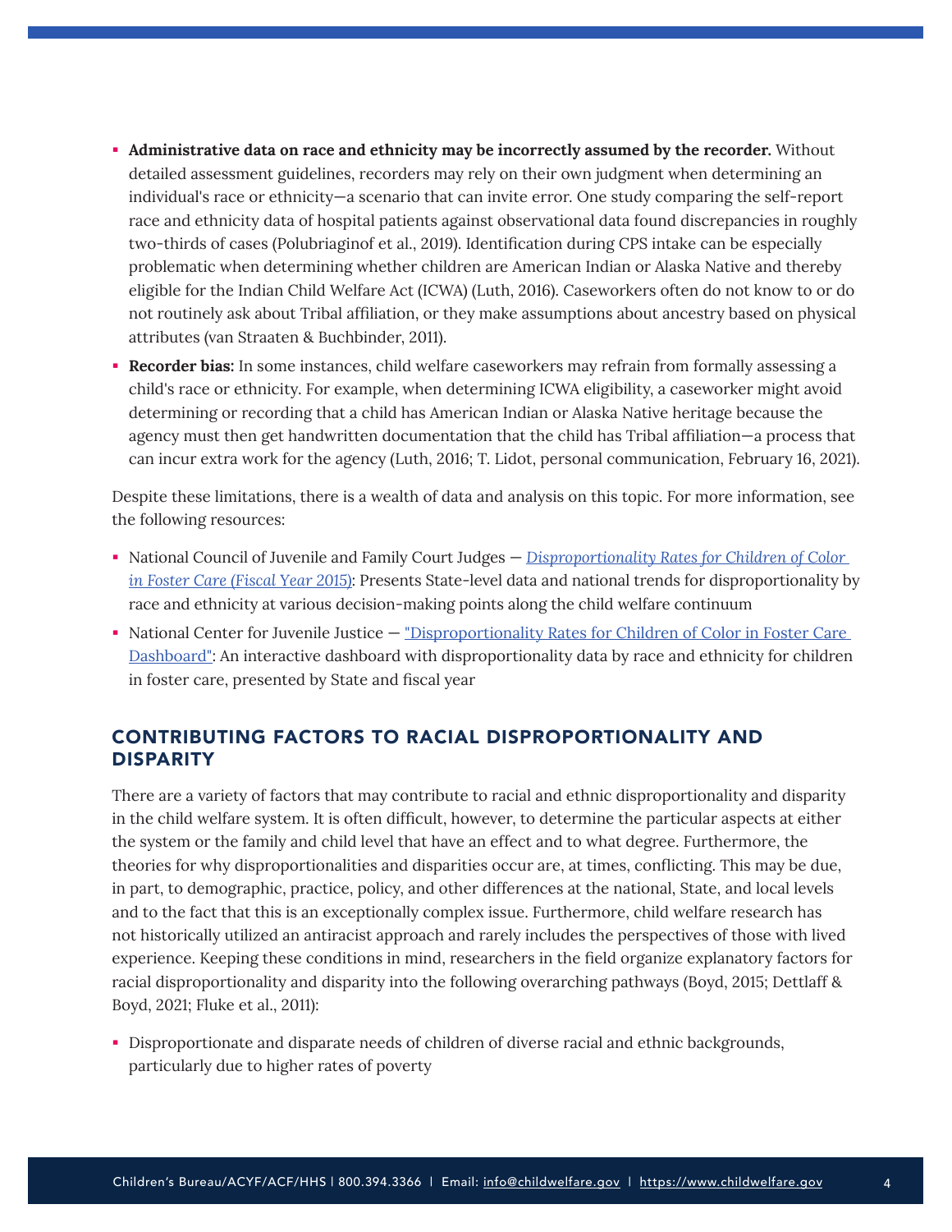- **Administrative data on race and ethnicity may be incorrectly assumed by the recorder.** Without detailed assessment guidelines, recorders may rely on their own judgment when determining an individual's race or ethnicity—a scenario that can invite error. One study comparing the self-report race and ethnicity data of hospital patients against observational data found discrepancies in roughly two-thirds of cases (Polubriaginof et al., 2019). Identification during CPS intake can be especially problematic when determining whether children are American Indian or Alaska Native and thereby eligible for the Indian Child Welfare Act (ICWA) (Luth, 2016). Caseworkers often do not know to or do not routinely ask about Tribal affiliation, or they make assumptions about ancestry based on physical attributes (van Straaten & Buchbinder, 2011).
- **Recorder bias:** In some instances, child welfare caseworkers may refrain from formally assessing a child's race or ethnicity. For example, when determining ICWA eligibility, a caseworker might avoid determining or recording that a child has American Indian or Alaska Native heritage because the agency must then get handwritten documentation that the child has Tribal affiliation—a process that can incur extra work for the agency (Luth, 2016; T. Lidot, personal communication, February 16, 2021).

Despite these limitations, there is a wealth of data and analysis on this topic. For more information, see the following resources:

- National Council of Juvenile and Family Court Judges — *Disproportionality Rates for Children of Color in Foster Care (Fiscal Year 2015)*: Presents State-level data and national trends for disproportionality by race and ethnicity at various decision-making points along the child welfare continuum
- National Center for Juvenile Justice — "Disproportionality Rates for Children of Color in Foster Care Dashboard": An interactive dashboard with disproportionality data by race and ethnicity for children in foster care, presented by State and fiscal year

## CONTRIBUTING FACTORS TO RACIAL DISPROPORTIONALITY AND DISPARITY

There are a variety of factors that may contribute to racial and ethnic disproportionality and disparity in the child welfare system. It is often difficult, however, to determine the particular aspects at either the system or the family and child level that have an effect and to what degree. Furthermore, the theories for why disproportionalities and disparities occur are, at times, conflicting. This may be due, in part, to demographic, practice, policy, and other differences at the national, State, and local levels and to the fact that this is an exceptionally complex issue. Furthermore, child welfare research has not historically utilized an antiracist approach and rarely includes the perspectives of those with lived experience. Keeping these conditions in mind, researchers in the field organize explanatory factors for racial disproportionality and disparity into the following overarching pathways (Boyd, 2015; Dettlaff & Boyd, 2021; Fluke et al., 2011):

- Disproportionate and disparate needs of children of diverse racial and ethnic backgrounds, particularly due to higher rates of poverty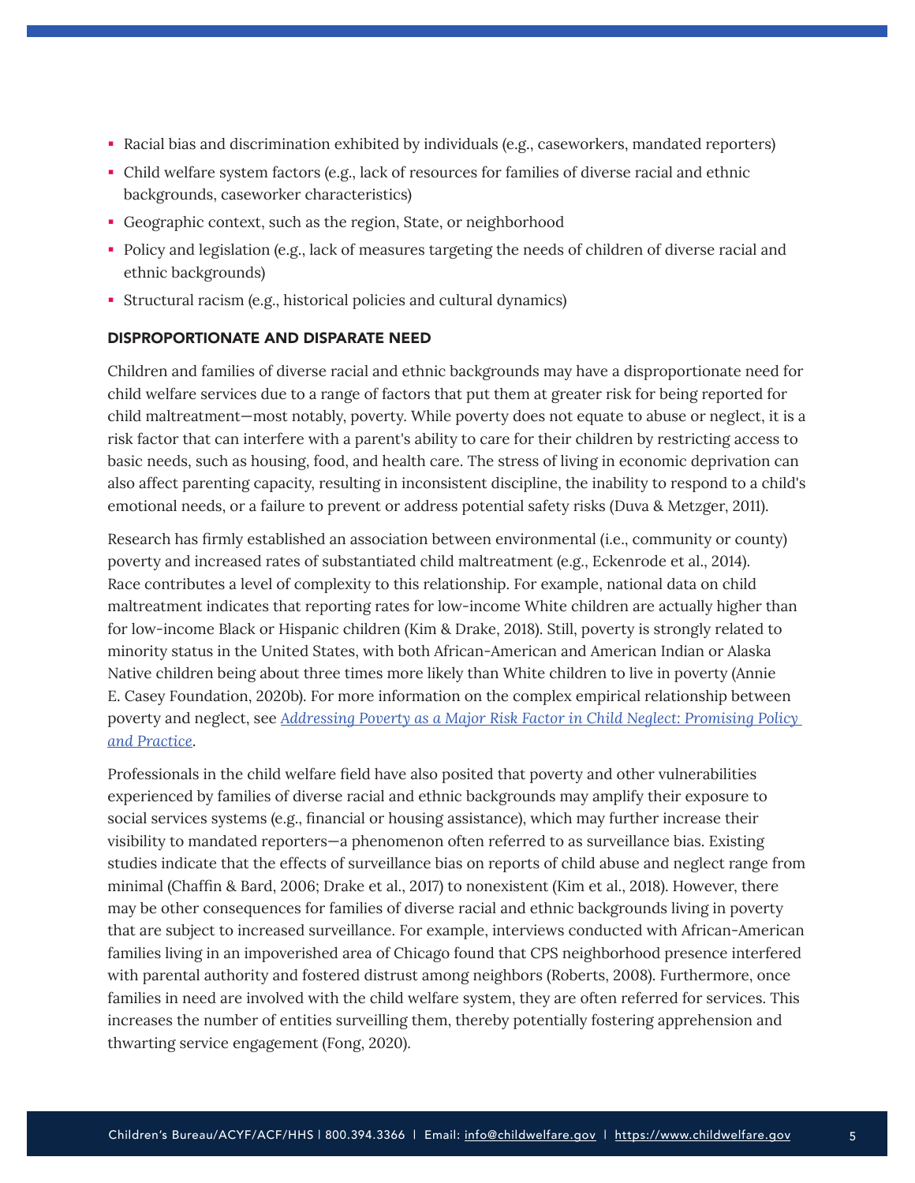- Racial bias and discrimination exhibited by individuals (e.g., caseworkers, mandated reporters)
- Child welfare system factors (e.g., lack of resources for families of diverse racial and ethnic backgrounds, caseworker characteristics)
- Geographic context, such as the region, State, or neighborhood
- Policy and legislation (e.g., lack of measures targeting the needs of children of diverse racial and ethnic backgrounds)
- Structural racism (e.g., historical policies and cultural dynamics)

### DISPROPORTIONATE AND DISPARATE NEED

Children and families of diverse racial and ethnic backgrounds may have a disproportionate need for child welfare services due to a range of factors that put them at greater risk for being reported for child maltreatment—most notably, poverty. While poverty does not equate to abuse or neglect, it is a risk factor that can interfere with a parent's ability to care for their children by restricting access to basic needs, such as housing, food, and health care. The stress of living in economic deprivation can also affect parenting capacity, resulting in inconsistent discipline, the inability to respond to a child's emotional needs, or a failure to prevent or address potential safety risks (Duva & Metzger, 2011).

Research has firmly established an association between environmental (i.e., community or county) poverty and increased rates of substantiated child maltreatment (e.g., Eckenrode et al., 2014). Race contributes a level of complexity to this relationship. For example, national data on child maltreatment indicates that reporting rates for low-income White children are actually higher than for low-income Black or Hispanic children (Kim & Drake, 2018). Still, poverty is strongly related to minority status in the United States, with both African-American and American Indian or Alaska Native children being about three times more likely than White children to live in poverty (Annie E. Casey Foundation, 2020b). For more information on the complex empirical relationship between poverty and neglect, see *Addressing Poverty as a Major Risk Factor in Child Neglect: Promising Policy and Practice*.

Professionals in the child welfare field have also posited that poverty and other vulnerabilities experienced by families of diverse racial and ethnic backgrounds may amplify their exposure to social services systems (e.g., financial or housing assistance), which may further increase their visibility to mandated reporters—a phenomenon often referred to as surveillance bias. Existing studies indicate that the effects of surveillance bias on reports of child abuse and neglect range from minimal (Chaffin & Bard, 2006; Drake et al., 2017) to nonexistent (Kim et al., 2018). However, there may be other consequences for families of diverse racial and ethnic backgrounds living in poverty that are subject to increased surveillance. For example, interviews conducted with African-American families living in an impoverished area of Chicago found that CPS neighborhood presence interfered with parental authority and fostered distrust among neighbors (Roberts, 2008). Furthermore, once families in need are involved with the child welfare system, they are often referred for services. This increases the number of entities surveilling them, thereby potentially fostering apprehension and thwarting service engagement (Fong, 2020).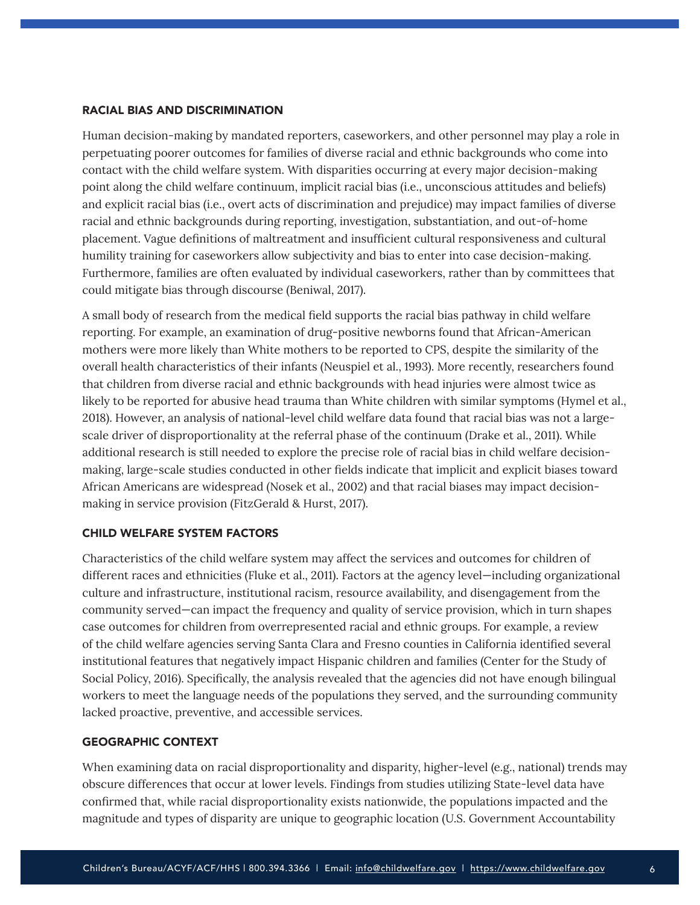### RACIAL BIAS AND DISCRIMINATION

Human decision-making by mandated reporters, caseworkers, and other personnel may play a role in perpetuating poorer outcomes for families of diverse racial and ethnic backgrounds who come into contact with the child welfare system. With disparities occurring at every major decision-making point along the child welfare continuum, implicit racial bias (i.e., unconscious attitudes and beliefs) and explicit racial bias (i.e., overt acts of discrimination and prejudice) may impact families of diverse racial and ethnic backgrounds during reporting, investigation, substantiation, and out-of-home placement. Vague definitions of maltreatment and insufficient cultural responsiveness and cultural humility training for caseworkers allow subjectivity and bias to enter into case decision-making. Furthermore, families are often evaluated by individual caseworkers, rather than by committees that could mitigate bias through discourse (Beniwal, 2017).

A small body of research from the medical field supports the racial bias pathway in child welfare reporting. For example, an examination of drug-positive newborns found that African-American mothers were more likely than White mothers to be reported to CPS, despite the similarity of the overall health characteristics of their infants (Neuspiel et al., 1993). More recently, researchers found that children from diverse racial and ethnic backgrounds with head injuries were almost twice as likely to be reported for abusive head trauma than White children with similar symptoms (Hymel et al., 2018). However, an analysis of national-level child welfare data found that racial bias was not a large-scale driver of disproportionality at the referral phase of the continuum (Drake et al., 2011). While additional research is still needed to explore the precise role of racial bias in child welfare decision-making, large-scale studies conducted in other fields indicate that implicit and explicit biases toward African Americans are widespread (Nosek et al., 2002) and that racial biases may impact decision-making in service provision (FitzGerald & Hurst, 2017).

### CHILD WELFARE SYSTEM FACTORS

Characteristics of the child welfare system may affect the services and outcomes for children of different races and ethnicities (Fluke et al., 2011). Factors at the agency level—including organizational culture and infrastructure, institutional racism, resource availability, and disengagement from the community served—can impact the frequency and quality of service provision, which in turn shapes case outcomes for children from overrepresented racial and ethnic groups. For example, a review of the child welfare agencies serving Santa Clara and Fresno counties in California identified several institutional features that negatively impact Hispanic children and families (Center for the Study of Social Policy, 2016). Specifically, the analysis revealed that the agencies did not have enough bilingual workers to meet the language needs of the populations they served, and the surrounding community lacked proactive, preventive, and accessible services.

### GEOGRAPHIC CONTEXT

When examining data on racial disproportionality and disparity, higher-level (e.g., national) trends may obscure differences that occur at lower levels. Findings from studies utilizing State-level data have confirmed that, while racial disproportionality exists nationwide, the populations impacted and the magnitude and types of disparity are unique to geographic location (U.S. Government Accountability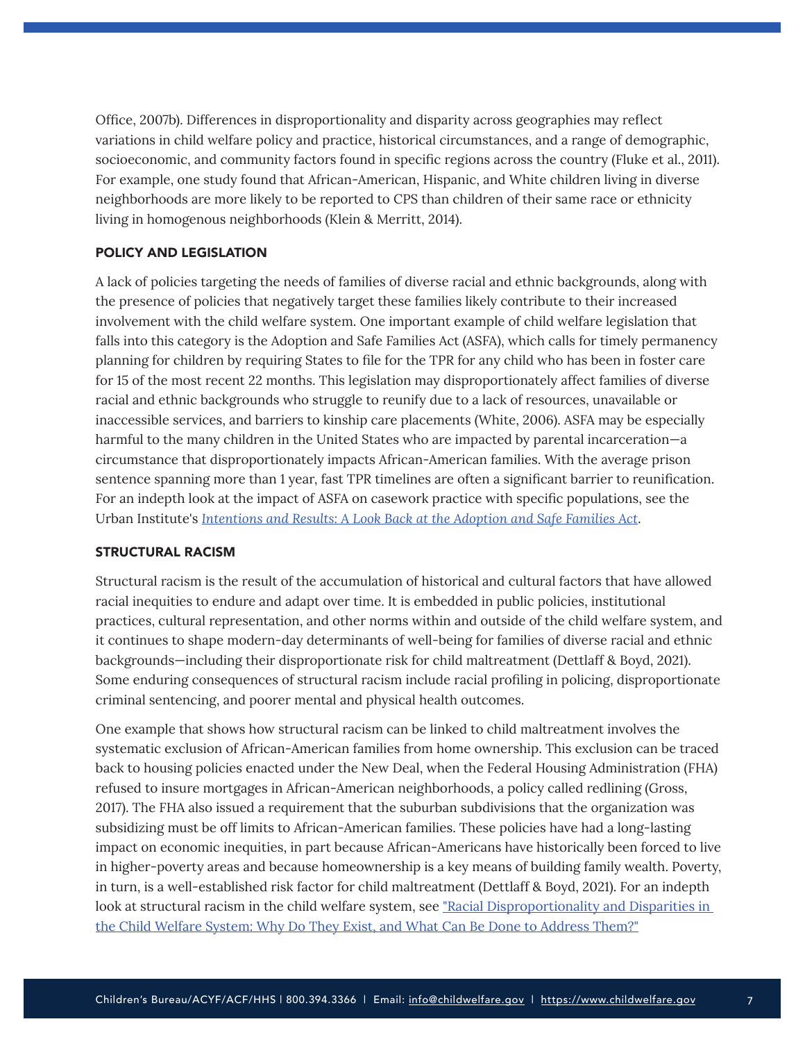Office, 2007b). Differences in disproportionality and disparity across geographies may reflect variations in child welfare policy and practice, historical circumstances, and a range of demographic, socioeconomic, and community factors found in specific regions across the country (Fluke et al., 2011). For example, one study found that African-American, Hispanic, and White children living in diverse neighborhoods are more likely to be reported to CPS than children of their same race or ethnicity living in homogenous neighborhoods (Klein & Merritt, 2014).

### POLICY AND LEGISLATION

A lack of policies targeting the needs of families of diverse racial and ethnic backgrounds, along with the presence of policies that negatively target these families likely contribute to their increased involvement with the child welfare system. One important example of child welfare legislation that falls into this category is the Adoption and Safe Families Act (ASFA), which calls for timely permanency planning for children by requiring States to file for the TPR for any child who has been in foster care for 15 of the most recent 22 months. This legislation may disproportionately affect families of diverse racial and ethnic backgrounds who struggle to reunify due to a lack of resources, unavailable or inaccessible services, and barriers to kinship care placements (White, 2006). ASFA may be especially harmful to the many children in the United States who are impacted by parental incarceration—a circumstance that disproportionately impacts African-American families. With the average prison sentence spanning more than 1 year, fast TPR timelines are often a significant barrier to reunification. For an indepth look at the impact of ASFA on casework practice with specific populations, see the Urban Institute's [*Intentions and Results: A Look Back at the Adoption and Safe Families Act*].

### STRUCTURAL RACISM

Structural racism is the result of the accumulation of historical and cultural factors that have allowed racial inequities to endure and adapt over time. It is embedded in public policies, institutional practices, cultural representation, and other norms within and outside of the child welfare system, and it continues to shape modern-day determinants of well-being for families of diverse racial and ethnic backgrounds—including their disproportionate risk for child maltreatment (Dettlaff & Boyd, 2021). Some enduring consequences of structural racism include racial profiling in policing, disproportionate criminal sentencing, and poorer mental and physical health outcomes.

One example that shows how structural racism can be linked to child maltreatment involves the systematic exclusion of African-American families from home ownership. This exclusion can be traced back to housing policies enacted under the New Deal, when the Federal Housing Administration (FHA) refused to insure mortgages in African-American neighborhoods, a policy called redlining (Gross, 2017). The FHA also issued a requirement that the suburban subdivisions that the organization was subsidizing must be off limits to African-American families. These policies have had a long-lasting impact on economic inequities, in part because African-Americans have historically been forced to live in higher-poverty areas and because homeownership is a key means of building family wealth. Poverty, in turn, is a well-established risk factor for child maltreatment (Dettlaff & Boyd, 2021). For an indepth look at structural racism in the child welfare system, see ["Racial Disproportionality and Disparities in the Child Welfare System: Why Do They Exist, and What Can Be Done to Address Them?"]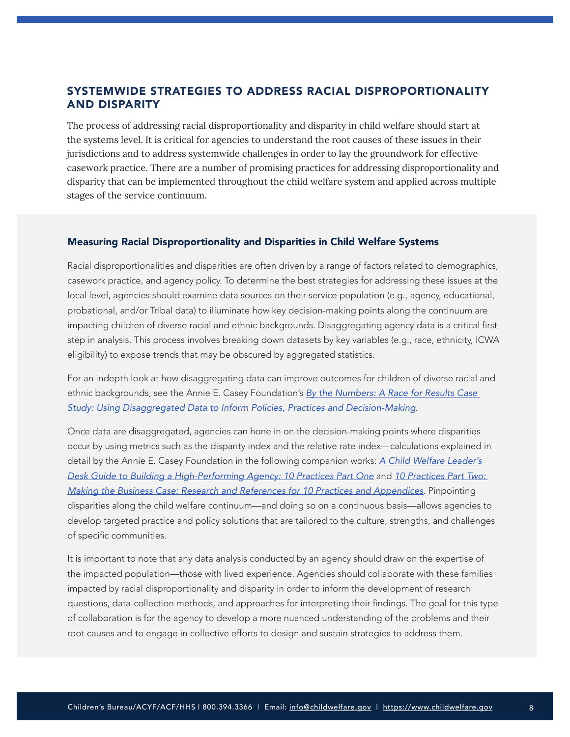## SYSTEMWIDE STRATEGIES TO ADDRESS RACIAL DISPROPORTIONALITY AND DISPARITY

The process of addressing racial disproportionality and disparity in child welfare should start at the systems level. It is critical for agencies to understand the root causes of these issues in their jurisdictions and to address systemwide challenges in order to lay the groundwork for effective casework practice. There are a number of promising practices for addressing disproportionality and disparity that can be implemented throughout the child welfare system and applied across multiple stages of the service continuum.

### Measuring Racial Disproportionality and Disparities in Child Welfare Systems

Racial disproportionalities and disparities are often driven by a range of factors related to demographics, casework practice, and agency policy. To determine the best strategies for addressing these issues at the local level, agencies should examine data sources on their service population (e.g., agency, educational, probational, and/or Tribal data) to illuminate how key decision-making points along the continuum are impacting children of diverse racial and ethnic backgrounds. Disaggregating agency data is a critical first step in analysis. This process involves breaking down datasets by key variables (e.g., race, ethnicity, ICWA eligibility) to expose trends that may be obscured by aggregated statistics.

For an indepth look at how disaggregating data can improve outcomes for children of diverse racial and ethnic backgrounds, see the Annie E. Casey Foundation's *By the Numbers: A Race for Results Case Study: Using Disaggregated Data to Inform Policies, Practices and Decision-Making*.

Once data are disaggregated, agencies can hone in on the decision-making points where disparities occur by using metrics such as the disparity index and the relative rate index—calculations explained in detail by the Annie E. Casey Foundation in the following companion works: *A Child Welfare Leader's Desk Guide to Building a High-Performing Agency: 10 Practices Part One* and *10 Practices Part Two: Making the Business Case: Research and References for 10 Practices and Appendices*. Pinpointing disparities along the child welfare continuum—and doing so on a continuous basis—allows agencies to develop targeted practice and policy solutions that are tailored to the culture, strengths, and challenges of specific communities.

It is important to note that any data analysis conducted by an agency should draw on the expertise of the impacted population—those with lived experience. Agencies should collaborate with these families impacted by racial disproportionality and disparity in order to inform the development of research questions, data-collection methods, and approaches for interpreting their findings. The goal for this type of collaboration is for the agency to develop a more nuanced understanding of the problems and their root causes and to engage in collective efforts to design and sustain strategies to address them.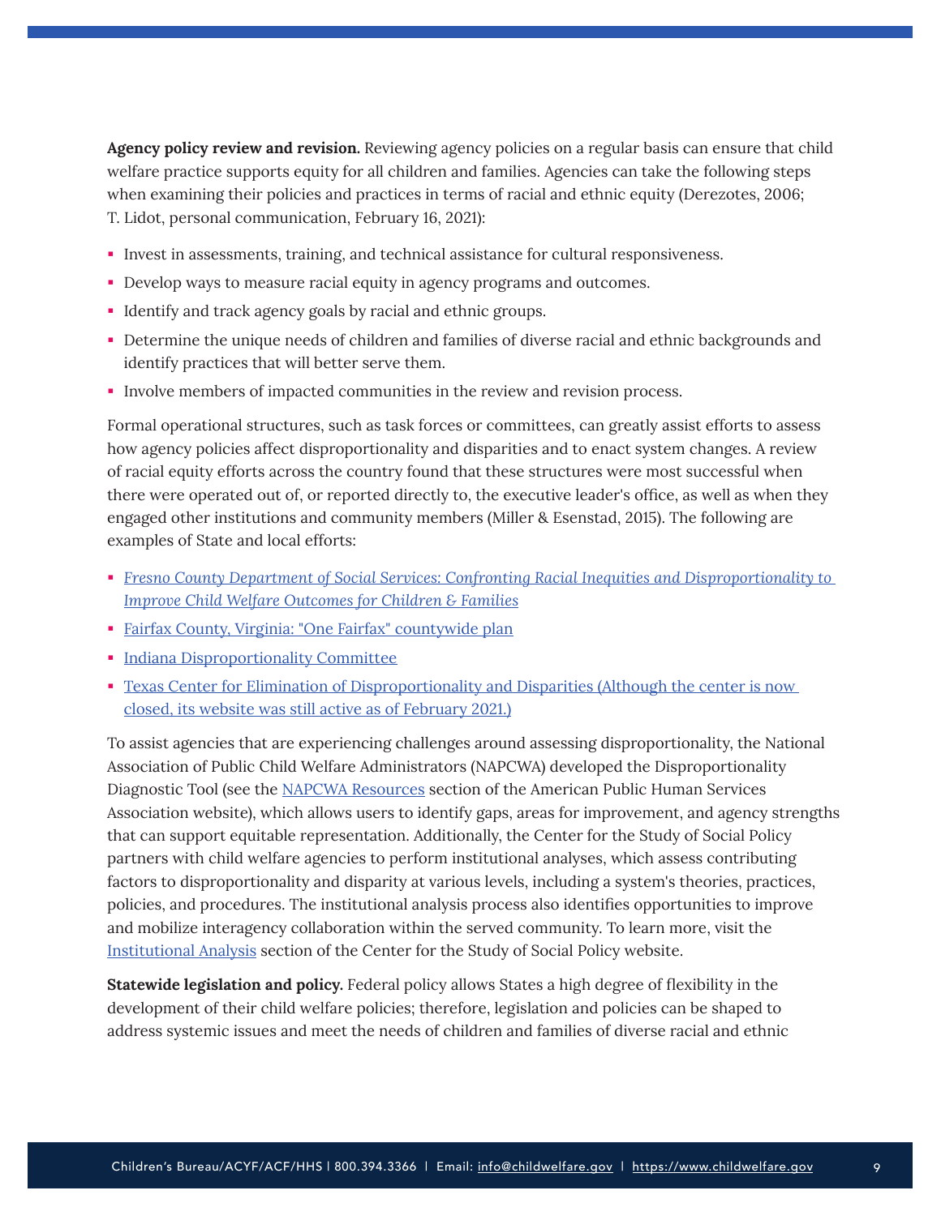**Agency policy review and revision.** Reviewing agency policies on a regular basis can ensure that child welfare practice supports equity for all children and families. Agencies can take the following steps when examining their policies and practices in terms of racial and ethnic equity (Derezotes, 2006; T. Lidot, personal communication, February 16, 2021):

- Invest in assessments, training, and technical assistance for cultural responsiveness.
- Develop ways to measure racial equity in agency programs and outcomes.
- Identify and track agency goals by racial and ethnic groups.
- Determine the unique needs of children and families of diverse racial and ethnic backgrounds and identify practices that will better serve them.
- Involve members of impacted communities in the review and revision process.

Formal operational structures, such as task forces or committees, can greatly assist efforts to assess how agency policies affect disproportionality and disparities and to enact system changes. A review of racial equity efforts across the country found that these structures were most successful when there were operated out of, or reported directly to, the executive leader's office, as well as when they engaged other institutions and community members (Miller & Esenstad, 2015). The following are examples of State and local efforts:

- *Fresno County Department of Social Services: Confronting Racial Inequities and Disproportionality to Improve Child Welfare Outcomes for Children & Families*
- Fairfax County, Virginia: "One Fairfax" countywide plan
- Indiana Disproportionality Committee
- Texas Center for Elimination of Disproportionality and Disparities (Although the center is now closed, its website was still active as of February 2021.)

To assist agencies that are experiencing challenges around assessing disproportionality, the National Association of Public Child Welfare Administrators (NAPCWA) developed the Disproportionality Diagnostic Tool (see the NAPCWA Resources section of the American Public Human Services Association website), which allows users to identify gaps, areas for improvement, and agency strengths that can support equitable representation. Additionally, the Center for the Study of Social Policy partners with child welfare agencies to perform institutional analyses, which assess contributing factors to disproportionality and disparity at various levels, including a system's theories, practices, policies, and procedures. The institutional analysis process also identifies opportunities to improve and mobilize interagency collaboration within the served community. To learn more, visit the Institutional Analysis section of the Center for the Study of Social Policy website.

**Statewide legislation and policy.** Federal policy allows States a high degree of flexibility in the development of their child welfare policies; therefore, legislation and policies can be shaped to address systemic issues and meet the needs of children and families of diverse racial and ethnic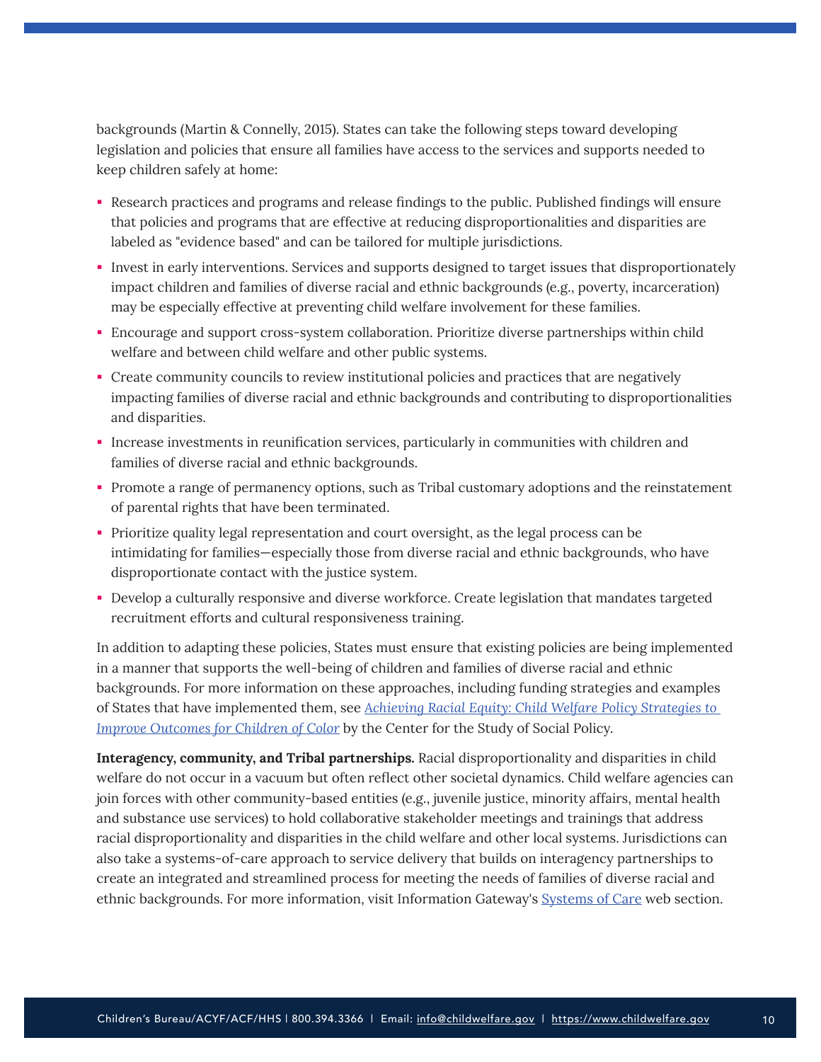backgrounds (Martin & Connelly, 2015). States can take the following steps toward developing legislation and policies that ensure all families have access to the services and supports needed to keep children safely at home:

- Research practices and programs and release findings to the public. Published findings will ensure that policies and programs that are effective at reducing disproportionalities and disparities are labeled as "evidence based" and can be tailored for multiple jurisdictions.
- Invest in early interventions. Services and supports designed to target issues that disproportionately impact children and families of diverse racial and ethnic backgrounds (e.g., poverty, incarceration) may be especially effective at preventing child welfare involvement for these families.
- Encourage and support cross-system collaboration. Prioritize diverse partnerships within child welfare and between child welfare and other public systems.
- Create community councils to review institutional policies and practices that are negatively impacting families of diverse racial and ethnic backgrounds and contributing to disproportionalities and disparities.
- Increase investments in reunification services, particularly in communities with children and families of diverse racial and ethnic backgrounds.
- Promote a range of permanency options, such as Tribal customary adoptions and the reinstatement of parental rights that have been terminated.
- Prioritize quality legal representation and court oversight, as the legal process can be intimidating for families—especially those from diverse racial and ethnic backgrounds, who have disproportionate contact with the justice system.
- Develop a culturally responsive and diverse workforce. Create legislation that mandates targeted recruitment efforts and cultural responsiveness training.

In addition to adapting these policies, States must ensure that existing policies are being implemented in a manner that supports the well-being of children and families of diverse racial and ethnic backgrounds. For more information on these approaches, including funding strategies and examples of States that have implemented them, see *Achieving Racial Equity: Child Welfare Policy Strategies to Improve Outcomes for Children of Color* by the Center for the Study of Social Policy.

**Interagency, community, and Tribal partnerships.** Racial disproportionality and disparities in child welfare do not occur in a vacuum but often reflect other societal dynamics. Child welfare agencies can join forces with other community-based entities (e.g., juvenile justice, minority affairs, mental health and substance use services) to hold collaborative stakeholder meetings and trainings that address racial disproportionality and disparities in the child welfare and other local systems. Jurisdictions can also take a systems-of-care approach to service delivery that builds on interagency partnerships to create an integrated and streamlined process for meeting the needs of families of diverse racial and ethnic backgrounds. For more information, visit Information Gateway's Systems of Care web section.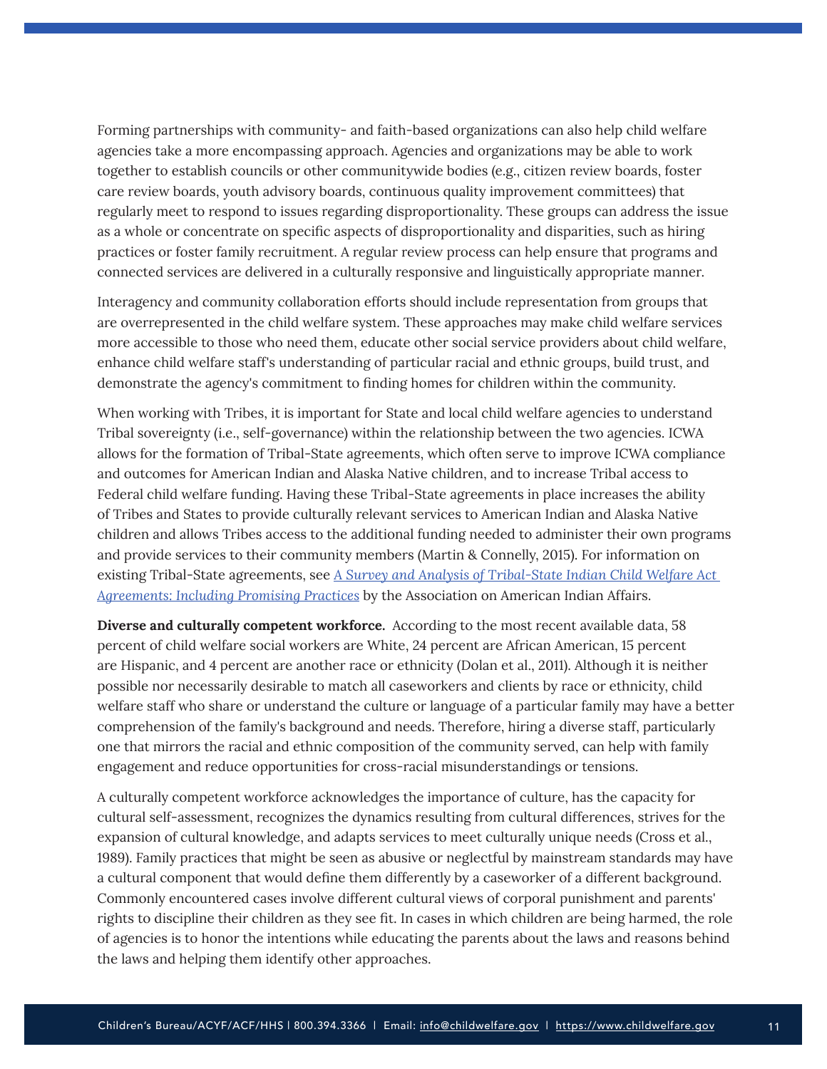Forming partnerships with community- and faith-based organizations can also help child welfare agencies take a more encompassing approach. Agencies and organizations may be able to work together to establish councils or other communitywide bodies (e.g., citizen review boards, foster care review boards, youth advisory boards, continuous quality improvement committees) that regularly meet to respond to issues regarding disproportionality. These groups can address the issue as a whole or concentrate on specific aspects of disproportionality and disparities, such as hiring practices or foster family recruitment. A regular review process can help ensure that programs and connected services are delivered in a culturally responsive and linguistically appropriate manner.

Interagency and community collaboration efforts should include representation from groups that are overrepresented in the child welfare system. These approaches may make child welfare services more accessible to those who need them, educate other social service providers about child welfare, enhance child welfare staff's understanding of particular racial and ethnic groups, build trust, and demonstrate the agency's commitment to finding homes for children within the community.

When working with Tribes, it is important for State and local child welfare agencies to understand Tribal sovereignty (i.e., self-governance) within the relationship between the two agencies. ICWA allows for the formation of Tribal-State agreements, which often serve to improve ICWA compliance and outcomes for American Indian and Alaska Native children, and to increase Tribal access to Federal child welfare funding. Having these Tribal-State agreements in place increases the ability of Tribes and States to provide culturally relevant services to American Indian and Alaska Native children and allows Tribes access to the additional funding needed to administer their own programs and provide services to their community members (Martin & Connelly, 2015). For information on existing Tribal-State agreements, see *A Survey and Analysis of Tribal-State Indian Child Welfare Act Agreements: Including Promising Practices* by the Association on American Indian Affairs.

**Diverse and culturally competent workforce.** According to the most recent available data, 58 percent of child welfare social workers are White, 24 percent are African American, 15 percent are Hispanic, and 4 percent are another race or ethnicity (Dolan et al., 2011). Although it is neither possible nor necessarily desirable to match all caseworkers and clients by race or ethnicity, child welfare staff who share or understand the culture or language of a particular family may have a better comprehension of the family's background and needs. Therefore, hiring a diverse staff, particularly one that mirrors the racial and ethnic composition of the community served, can help with family engagement and reduce opportunities for cross-racial misunderstandings or tensions.

A culturally competent workforce acknowledges the importance of culture, has the capacity for cultural self-assessment, recognizes the dynamics resulting from cultural differences, strives for the expansion of cultural knowledge, and adapts services to meet culturally unique needs (Cross et al., 1989). Family practices that might be seen as abusive or neglectful by mainstream standards may have a cultural component that would define them differently by a caseworker of a different background. Commonly encountered cases involve different cultural views of corporal punishment and parents' rights to discipline their children as they see fit. In cases in which children are being harmed, the role of agencies is to honor the intentions while educating the parents about the laws and reasons behind the laws and helping them identify other approaches.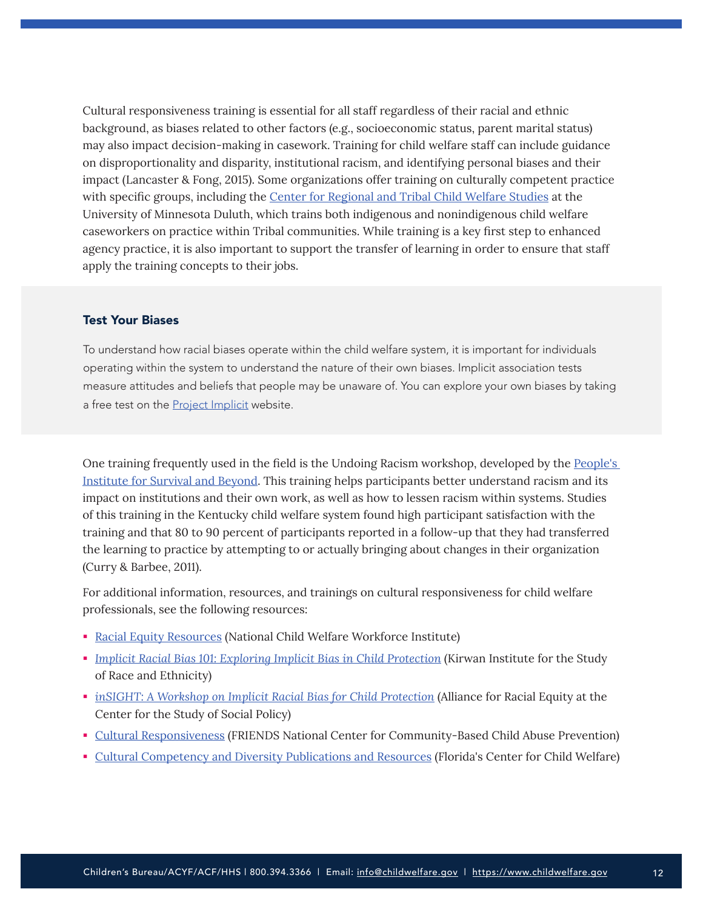Cultural responsiveness training is essential for all staff regardless of their racial and ethnic background, as biases related to other factors (e.g., socioeconomic status, parent marital status) may also impact decision-making in casework. Training for child welfare staff can include guidance on disproportionality and disparity, institutional racism, and identifying personal biases and their impact (Lancaster & Fong, 2015). Some organizations offer training on culturally competent practice with specific groups, including the Center for Regional and Tribal Child Welfare Studies at the University of Minnesota Duluth, which trains both indigenous and nonindigenous child welfare caseworkers on practice within Tribal communities. While training is a key first step to enhanced agency practice, it is also important to support the transfer of learning in order to ensure that staff apply the training concepts to their jobs.

### Test Your Biases

To understand how racial biases operate within the child welfare system, it is important for individuals operating within the system to understand the nature of their own biases. Implicit association tests measure attitudes and beliefs that people may be unaware of. You can explore your own biases by taking a free test on the Project Implicit website.

One training frequently used in the field is the Undoing Racism workshop, developed by the People's Institute for Survival and Beyond. This training helps participants better understand racism and its impact on institutions and their own work, as well as how to lessen racism within systems. Studies of this training in the Kentucky child welfare system found high participant satisfaction with the training and that 80 to 90 percent of participants reported in a follow-up that they had transferred the learning to practice by attempting to or actually bringing about changes in their organization (Curry & Barbee, 2011).

For additional information, resources, and trainings on cultural responsiveness for child welfare professionals, see the following resources:

- Racial Equity Resources (National Child Welfare Workforce Institute)
- *Implicit Racial Bias 101: Exploring Implicit Bias in Child Protection* (Kirwan Institute for the Study of Race and Ethnicity)
- *inSIGHT: A Workshop on Implicit Racial Bias for Child Protection* (Alliance for Racial Equity at the Center for the Study of Social Policy)
- Cultural Responsiveness (FRIENDS National Center for Community-Based Child Abuse Prevention)
- Cultural Competency and Diversity Publications and Resources (Florida's Center for Child Welfare)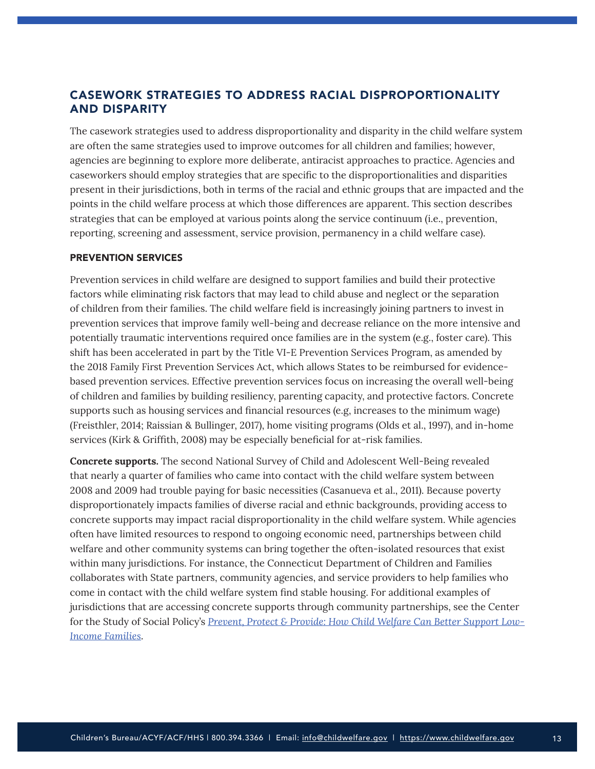## CASEWORK STRATEGIES TO ADDRESS RACIAL DISPROPORTIONALITY AND DISPARITY

The casework strategies used to address disproportionality and disparity in the child welfare system are often the same strategies used to improve outcomes for all children and families; however, agencies are beginning to explore more deliberate, antiracist approaches to practice. Agencies and caseworkers should employ strategies that are specific to the disproportionalities and disparities present in their jurisdictions, both in terms of the racial and ethnic groups that are impacted and the points in the child welfare process at which those differences are apparent. This section describes strategies that can be employed at various points along the service continuum (i.e., prevention, reporting, screening and assessment, service provision, permanency in a child welfare case).

### PREVENTION SERVICES

Prevention services in child welfare are designed to support families and build their protective factors while eliminating risk factors that may lead to child abuse and neglect or the separation of children from their families. The child welfare field is increasingly joining partners to invest in prevention services that improve family well-being and decrease reliance on the more intensive and potentially traumatic interventions required once families are in the system (e.g., foster care). This shift has been accelerated in part by the Title VI-E Prevention Services Program, as amended by the 2018 Family First Prevention Services Act, which allows States to be reimbursed for evidence-based prevention services. Effective prevention services focus on increasing the overall well-being of children and families by building resiliency, parenting capacity, and protective factors. Concrete supports such as housing services and financial resources (e.g, increases to the minimum wage) (Freisthler, 2014; Raissian & Bullinger, 2017), home visiting programs (Olds et al., 1997), and in-home services (Kirk & Griffith, 2008) may be especially beneficial for at-risk families.

**Concrete supports.** The second National Survey of Child and Adolescent Well-Being revealed that nearly a quarter of families who came into contact with the child welfare system between 2008 and 2009 had trouble paying for basic necessities (Casanueva et al., 2011). Because poverty disproportionately impacts families of diverse racial and ethnic backgrounds, providing access to concrete supports may impact racial disproportionality in the child welfare system. While agencies often have limited resources to respond to ongoing economic need, partnerships between child welfare and other community systems can bring together the often-isolated resources that exist within many jurisdictions. For instance, the Connecticut Department of Children and Families collaborates with State partners, community agencies, and service providers to help families who come in contact with the child welfare system find stable housing. For additional examples of jurisdictions that are accessing concrete supports through community partnerships, see the Center for the Study of Social Policy's *Prevent, Protect & Provide: How Child Welfare Can Better Support Low-Income Families*.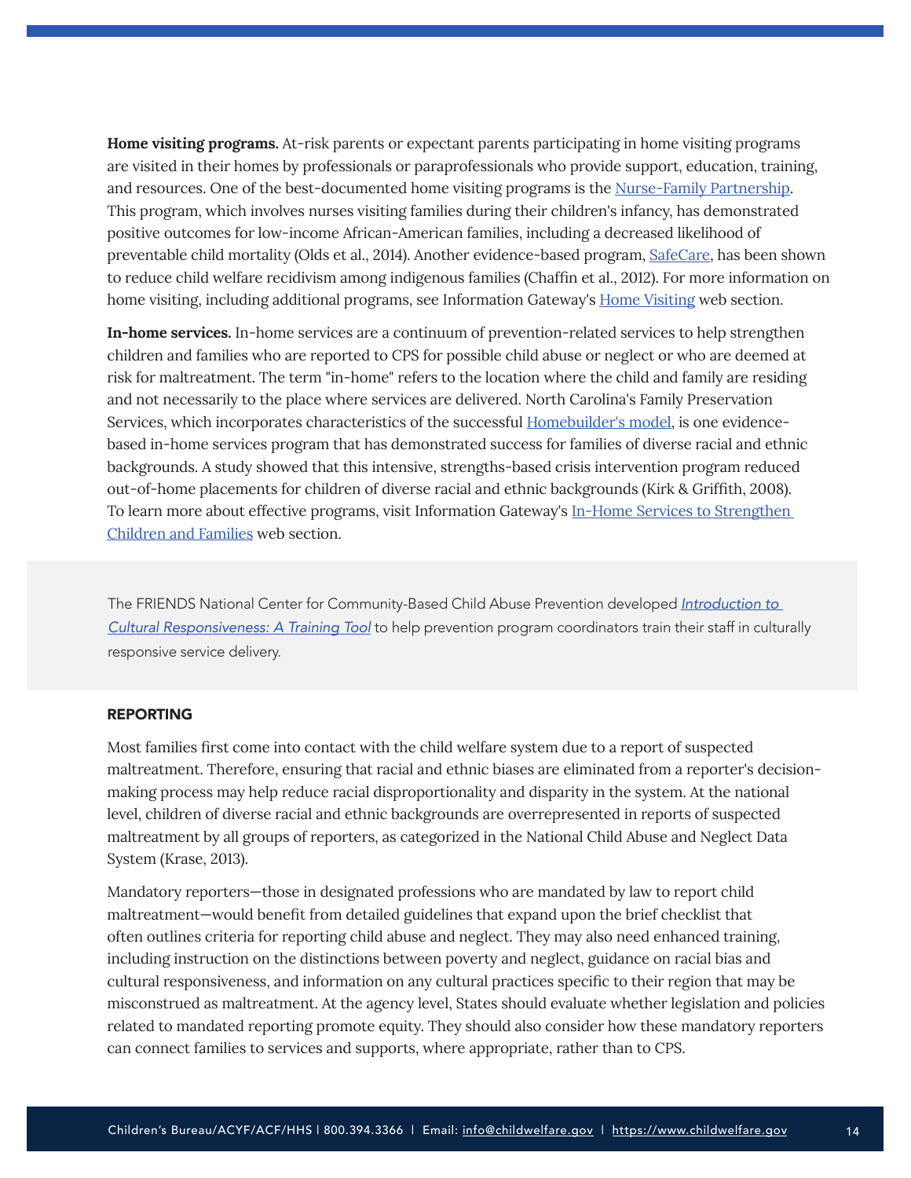**Home visiting programs.** At-risk parents or expectant parents participating in home visiting programs are visited in their homes by professionals or paraprofessionals who provide support, education, training, and resources. One of the best-documented home visiting programs is the Nurse-Family Partnership. This program, which involves nurses visiting families during their children's infancy, has demonstrated positive outcomes for low-income African-American families, including a decreased likelihood of preventable child mortality (Olds et al., 2014). Another evidence-based program, SafeCare, has been shown to reduce child welfare recidivism among indigenous families (Chaffin et al., 2012). For more information on home visiting, including additional programs, see Information Gateway's Home Visiting web section.

**In-home services.** In-home services are a continuum of prevention-related services to help strengthen children and families who are reported to CPS for possible child abuse or neglect or who are deemed at risk for maltreatment. The term "in-home" refers to the location where the child and family are residing and not necessarily to the place where services are delivered. North Carolina's Family Preservation Services, which incorporates characteristics of the successful Homebuilder's model, is one evidence-based in-home services program that has demonstrated success for families of diverse racial and ethnic backgrounds. A study showed that this intensive, strengths-based crisis intervention program reduced out-of-home placements for children of diverse racial and ethnic backgrounds (Kirk & Griffith, 2008). To learn more about effective programs, visit Information Gateway's In-Home Services to Strengthen Children and Families web section.

The FRIENDS National Center for Community-Based Child Abuse Prevention developed *Introduction to Cultural Responsiveness: A Training Tool* to help prevention program coordinators train their staff in culturally responsive service delivery.

### REPORTING

Most families first come into contact with the child welfare system due to a report of suspected maltreatment. Therefore, ensuring that racial and ethnic biases are eliminated from a reporter's decision-making process may help reduce racial disproportionality and disparity in the system. At the national level, children of diverse racial and ethnic backgrounds are overrepresented in reports of suspected maltreatment by all groups of reporters, as categorized in the National Child Abuse and Neglect Data System (Krase, 2013).

Mandatory reporters—those in designated professions who are mandated by law to report child maltreatment—would benefit from detailed guidelines that expand upon the brief checklist that often outlines criteria for reporting child abuse and neglect. They may also need enhanced training, including instruction on the distinctions between poverty and neglect, guidance on racial bias and cultural responsiveness, and information on any cultural practices specific to their region that may be misconstrued as maltreatment. At the agency level, States should evaluate whether legislation and policies related to mandated reporting promote equity. They should also consider how these mandatory reporters can connect families to services and supports, where appropriate, rather than to CPS.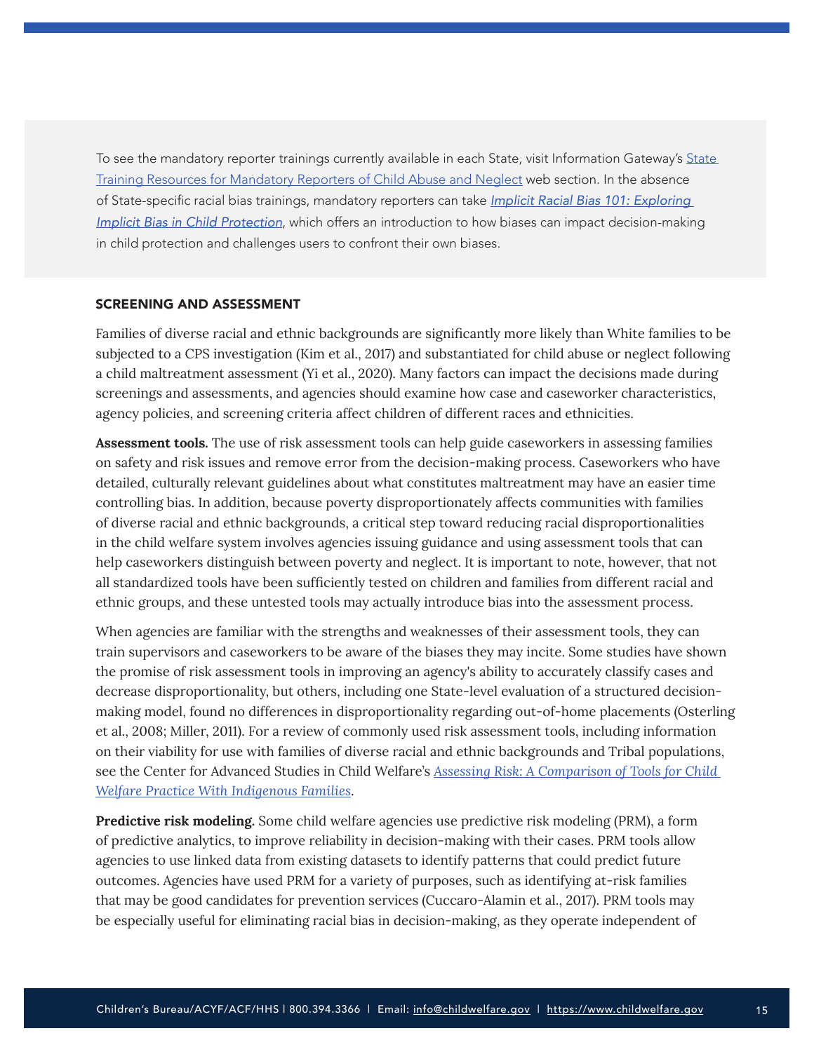To see the mandatory reporter trainings currently available in each State, visit Information Gateway's State Training Resources for Mandatory Reporters of Child Abuse and Neglect web section. In the absence of State-specific racial bias trainings, mandatory reporters can take *Implicit Racial Bias 101: Exploring Implicit Bias in Child Protection*, which offers an introduction to how biases can impact decision-making in child protection and challenges users to confront their own biases.

### SCREENING AND ASSESSMENT

Families of diverse racial and ethnic backgrounds are significantly more likely than White families to be subjected to a CPS investigation (Kim et al., 2017) and substantiated for child abuse or neglect following a child maltreatment assessment (Yi et al., 2020). Many factors can impact the decisions made during screenings and assessments, and agencies should examine how case and caseworker characteristics, agency policies, and screening criteria affect children of different races and ethnicities.

**Assessment tools.** The use of risk assessment tools can help guide caseworkers in assessing families on safety and risk issues and remove error from the decision-making process. Caseworkers who have detailed, culturally relevant guidelines about what constitutes maltreatment may have an easier time controlling bias. In addition, because poverty disproportionately affects communities with families of diverse racial and ethnic backgrounds, a critical step toward reducing racial disproportionalities in the child welfare system involves agencies issuing guidance and using assessment tools that can help caseworkers distinguish between poverty and neglect. It is important to note, however, that not all standardized tools have been sufficiently tested on children and families from different racial and ethnic groups, and these untested tools may actually introduce bias into the assessment process.

When agencies are familiar with the strengths and weaknesses of their assessment tools, they can train supervisors and caseworkers to be aware of the biases they may incite. Some studies have shown the promise of risk assessment tools in improving an agency's ability to accurately classify cases and decrease disproportionality, but others, including one State-level evaluation of a structured decision-making model, found no differences in disproportionality regarding out-of-home placements (Osterling et al., 2008; Miller, 2011). For a review of commonly used risk assessment tools, including information on their viability for use with families of diverse racial and ethnic backgrounds and Tribal populations, see the Center for Advanced Studies in Child Welfare's *Assessing Risk: A Comparison of Tools for Child Welfare Practice With Indigenous Families*.

**Predictive risk modeling.** Some child welfare agencies use predictive risk modeling (PRM), a form of predictive analytics, to improve reliability in decision-making with their cases. PRM tools allow agencies to use linked data from existing datasets to identify patterns that could predict future outcomes. Agencies have used PRM for a variety of purposes, such as identifying at-risk families that may be good candidates for prevention services (Cuccaro-Alamin et al., 2017). PRM tools may be especially useful for eliminating racial bias in decision-making, as they operate independent of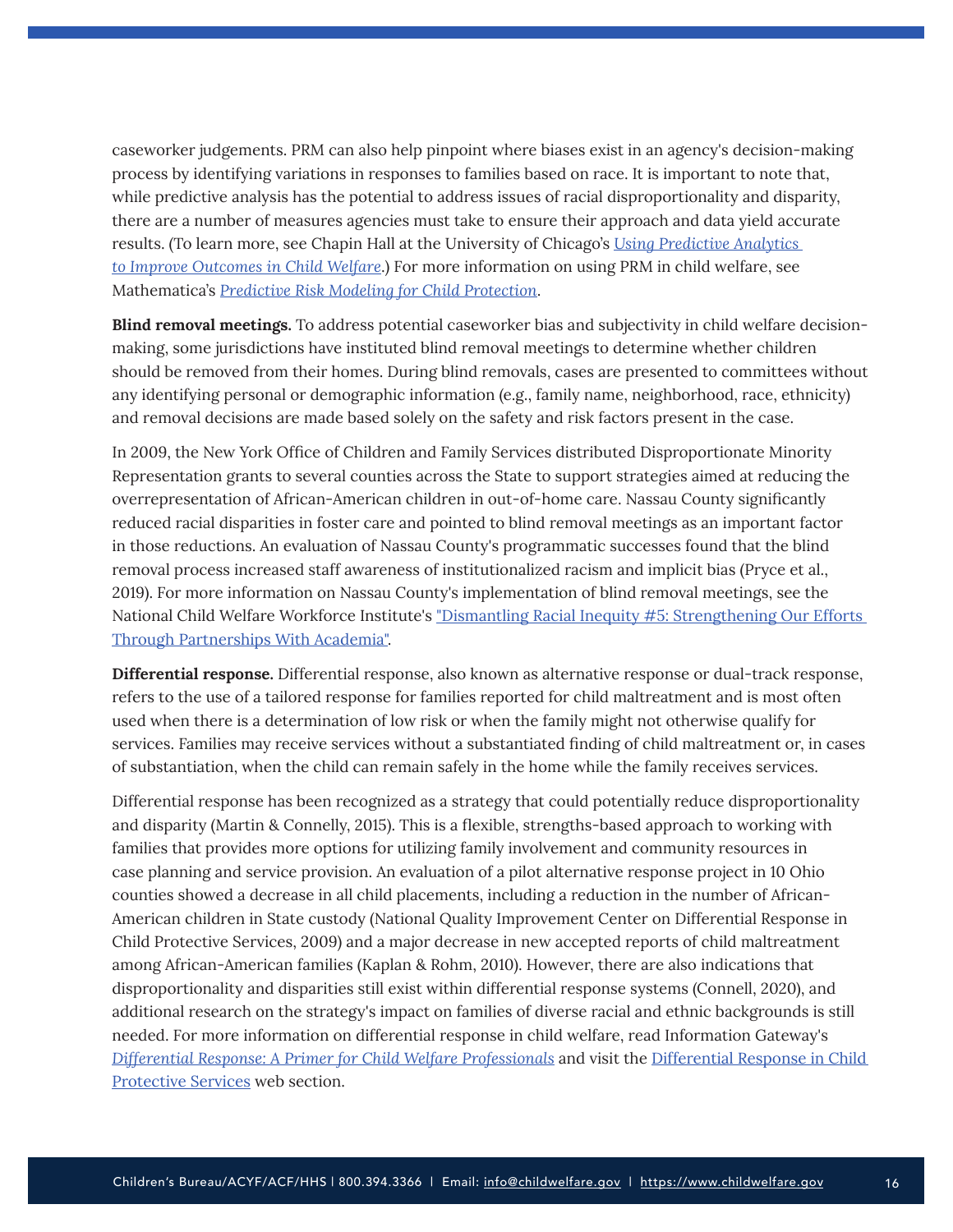caseworker judgements. PRM can also help pinpoint where biases exist in an agency's decision-making process by identifying variations in responses to families based on race. It is important to note that, while predictive analysis has the potential to address issues of racial disproportionality and disparity, there are a number of measures agencies must take to ensure their approach and data yield accurate results. (To learn more, see Chapin Hall at the University of Chicago's *Using Predictive Analytics to Improve Outcomes in Child Welfare*.) For more information on using PRM in child welfare, see Mathematica's *Predictive Risk Modeling for Child Protection*.

**Blind removal meetings.** To address potential caseworker bias and subjectivity in child welfare decision-making, some jurisdictions have instituted blind removal meetings to determine whether children should be removed from their homes. During blind removals, cases are presented to committees without any identifying personal or demographic information (e.g., family name, neighborhood, race, ethnicity) and removal decisions are made based solely on the safety and risk factors present in the case.

In 2009, the New York Office of Children and Family Services distributed Disproportionate Minority Representation grants to several counties across the State to support strategies aimed at reducing the overrepresentation of African-American children in out-of-home care. Nassau County significantly reduced racial disparities in foster care and pointed to blind removal meetings as an important factor in those reductions. An evaluation of Nassau County's programmatic successes found that the blind removal process increased staff awareness of institutionalized racism and implicit bias (Pryce et al., 2019). For more information on Nassau County's implementation of blind removal meetings, see the National Child Welfare Workforce Institute's "Dismantling Racial Inequity #5: Strengthening Our Efforts Through Partnerships With Academia".

**Differential response.** Differential response, also known as alternative response or dual-track response, refers to the use of a tailored response for families reported for child maltreatment and is most often used when there is a determination of low risk or when the family might not otherwise qualify for services. Families may receive services without a substantiated finding of child maltreatment or, in cases of substantiation, when the child can remain safely in the home while the family receives services.

Differential response has been recognized as a strategy that could potentially reduce disproportionality and disparity (Martin & Connelly, 2015). This is a flexible, strengths-based approach to working with families that provides more options for utilizing family involvement and community resources in case planning and service provision. An evaluation of a pilot alternative response project in 10 Ohio counties showed a decrease in all child placements, including a reduction in the number of African-American children in State custody (National Quality Improvement Center on Differential Response in Child Protective Services, 2009) and a major decrease in new accepted reports of child maltreatment among African-American families (Kaplan & Rohm, 2010). However, there are also indications that disproportionality and disparities still exist within differential response systems (Connell, 2020), and additional research on the strategy's impact on families of diverse racial and ethnic backgrounds is still needed. For more information on differential response in child welfare, read Information Gateway's *Differential Response: A Primer for Child Welfare Professionals* and visit the Differential Response in Child Protective Services web section.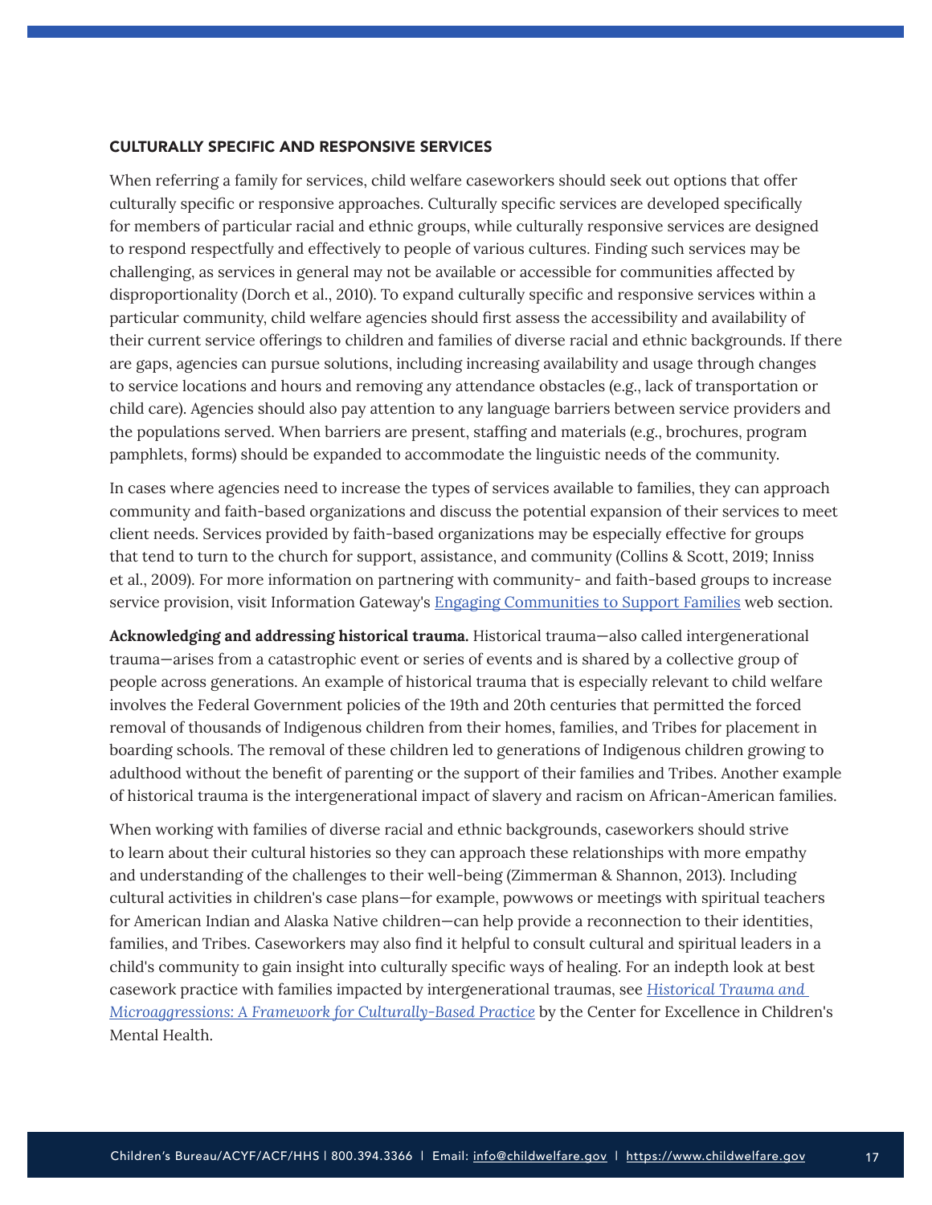### CULTURALLY SPECIFIC AND RESPONSIVE SERVICES

When referring a family for services, child welfare caseworkers should seek out options that offer culturally specific or responsive approaches. Culturally specific services are developed specifically for members of particular racial and ethnic groups, while culturally responsive services are designed to respond respectfully and effectively to people of various cultures. Finding such services may be challenging, as services in general may not be available or accessible for communities affected by disproportionality (Dorch et al., 2010). To expand culturally specific and responsive services within a particular community, child welfare agencies should first assess the accessibility and availability of their current service offerings to children and families of diverse racial and ethnic backgrounds. If there are gaps, agencies can pursue solutions, including increasing availability and usage through changes to service locations and hours and removing any attendance obstacles (e.g., lack of transportation or child care). Agencies should also pay attention to any language barriers between service providers and the populations served. When barriers are present, staffing and materials (e.g., brochures, program pamphlets, forms) should be expanded to accommodate the linguistic needs of the community.

In cases where agencies need to increase the types of services available to families, they can approach community and faith-based organizations and discuss the potential expansion of their services to meet client needs. Services provided by faith-based organizations may be especially effective for groups that tend to turn to the church for support, assistance, and community (Collins & Scott, 2019; Inniss et al., 2009). For more information on partnering with community- and faith-based groups to increase service provision, visit Information Gateway's [Engaging Communities to Support Families](https://www.childwelfare.gov) web section.

**Acknowledging and addressing historical trauma.** Historical trauma—also called intergenerational trauma—arises from a catastrophic event or series of events and is shared by a collective group of people across generations. An example of historical trauma that is especially relevant to child welfare involves the Federal Government policies of the 19th and 20th centuries that permitted the forced removal of thousands of Indigenous children from their homes, families, and Tribes for placement in boarding schools. The removal of these children led to generations of Indigenous children growing to adulthood without the benefit of parenting or the support of their families and Tribes. Another example of historical trauma is the intergenerational impact of slavery and racism on African-American families.

When working with families of diverse racial and ethnic backgrounds, caseworkers should strive to learn about their cultural histories so they can approach these relationships with more empathy and understanding of the challenges to their well-being (Zimmerman & Shannon, 2013). Including cultural activities in children's case plans—for example, powwows or meetings with spiritual teachers for American Indian and Alaska Native children—can help provide a reconnection to their identities, families, and Tribes. Caseworkers may also find it helpful to consult cultural and spiritual leaders in a child's community to gain insight into culturally specific ways of healing. For an indepth look at best casework practice with families impacted by intergenerational traumas, see *Historical Trauma and Microaggressions: A Framework for Culturally-Based Practice* by the Center for Excellence in Children's Mental Health.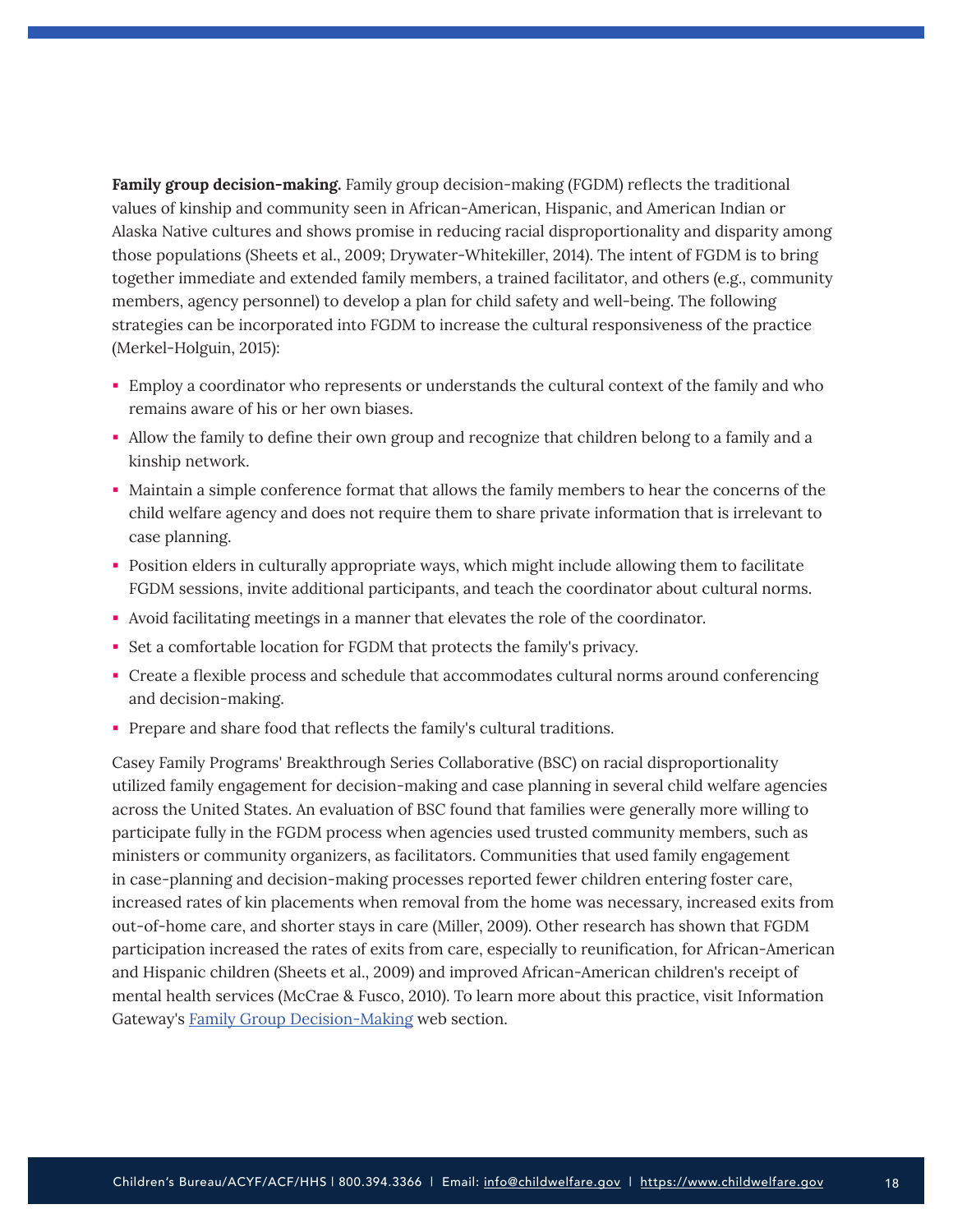**Family group decision-making.** Family group decision-making (FGDM) reflects the traditional values of kinship and community seen in African-American, Hispanic, and American Indian or Alaska Native cultures and shows promise in reducing racial disproportionality and disparity among those populations (Sheets et al., 2009; Drywater-Whitekiller, 2014). The intent of FGDM is to bring together immediate and extended family members, a trained facilitator, and others (e.g., community members, agency personnel) to develop a plan for child safety and well-being. The following strategies can be incorporated into FGDM to increase the cultural responsiveness of the practice (Merkel-Holguin, 2015):

- Employ a coordinator who represents or understands the cultural context of the family and who remains aware of his or her own biases.
- Allow the family to define their own group and recognize that children belong to a family and a kinship network.
- Maintain a simple conference format that allows the family members to hear the concerns of the child welfare agency and does not require them to share private information that is irrelevant to case planning.
- Position elders in culturally appropriate ways, which might include allowing them to facilitate FGDM sessions, invite additional participants, and teach the coordinator about cultural norms.
- Avoid facilitating meetings in a manner that elevates the role of the coordinator.
- Set a comfortable location for FGDM that protects the family's privacy.
- Create a flexible process and schedule that accommodates cultural norms around conferencing and decision-making.
- Prepare and share food that reflects the family's cultural traditions.

Casey Family Programs' Breakthrough Series Collaborative (BSC) on racial disproportionality utilized family engagement for decision-making and case planning in several child welfare agencies across the United States. An evaluation of BSC found that families were generally more willing to participate fully in the FGDM process when agencies used trusted community members, such as ministers or community organizers, as facilitators. Communities that used family engagement in case-planning and decision-making processes reported fewer children entering foster care, increased rates of kin placements when removal from the home was necessary, increased exits from out-of-home care, and shorter stays in care (Miller, 2009). Other research has shown that FGDM participation increased the rates of exits from care, especially to reunification, for African-American and Hispanic children (Sheets et al., 2009) and improved African-American children's receipt of mental health services (McCrae & Fusco, 2010). To learn more about this practice, visit Information Gateway's [Family Group Decision-Making](#) web section.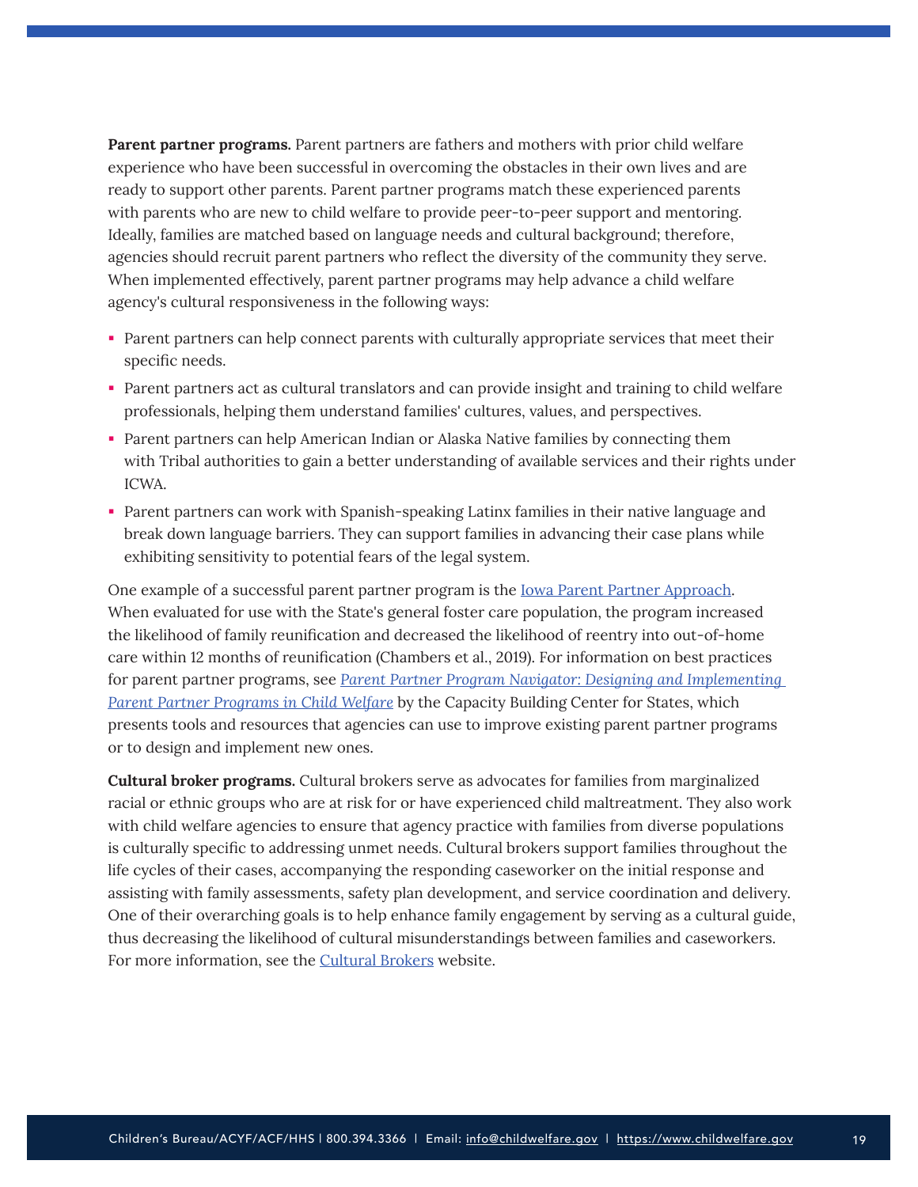**Parent partner programs.** Parent partners are fathers and mothers with prior child welfare experience who have been successful in overcoming the obstacles in their own lives and are ready to support other parents. Parent partner programs match these experienced parents with parents who are new to child welfare to provide peer-to-peer support and mentoring. Ideally, families are matched based on language needs and cultural background; therefore, agencies should recruit parent partners who reflect the diversity of the community they serve. When implemented effectively, parent partner programs may help advance a child welfare agency's cultural responsiveness in the following ways:

- Parent partners can help connect parents with culturally appropriate services that meet their specific needs.
- Parent partners act as cultural translators and can provide insight and training to child welfare professionals, helping them understand families' cultures, values, and perspectives.
- Parent partners can help American Indian or Alaska Native families by connecting them with Tribal authorities to gain a better understanding of available services and their rights under ICWA.
- Parent partners can work with Spanish-speaking Latinx families in their native language and break down language barriers. They can support families in advancing their case plans while exhibiting sensitivity to potential fears of the legal system.

One example of a successful parent partner program is the Iowa Parent Partner Approach. When evaluated for use with the State's general foster care population, the program increased the likelihood of family reunification and decreased the likelihood of reentry into out-of-home care within 12 months of reunification (Chambers et al., 2019). For information on best practices for parent partner programs, see *Parent Partner Program Navigator: Designing and Implementing Parent Partner Programs in Child Welfare* by the Capacity Building Center for States, which presents tools and resources that agencies can use to improve existing parent partner programs or to design and implement new ones.

**Cultural broker programs.** Cultural brokers serve as advocates for families from marginalized racial or ethnic groups who are at risk for or have experienced child maltreatment. They also work with child welfare agencies to ensure that agency practice with families from diverse populations is culturally specific to addressing unmet needs. Cultural brokers support families throughout the life cycles of their cases, accompanying the responding caseworker on the initial response and assisting with family assessments, safety plan development, and service coordination and delivery. One of their overarching goals is to help enhance family engagement by serving as a cultural guide, thus decreasing the likelihood of cultural misunderstandings between families and caseworkers. For more information, see the Cultural Brokers website.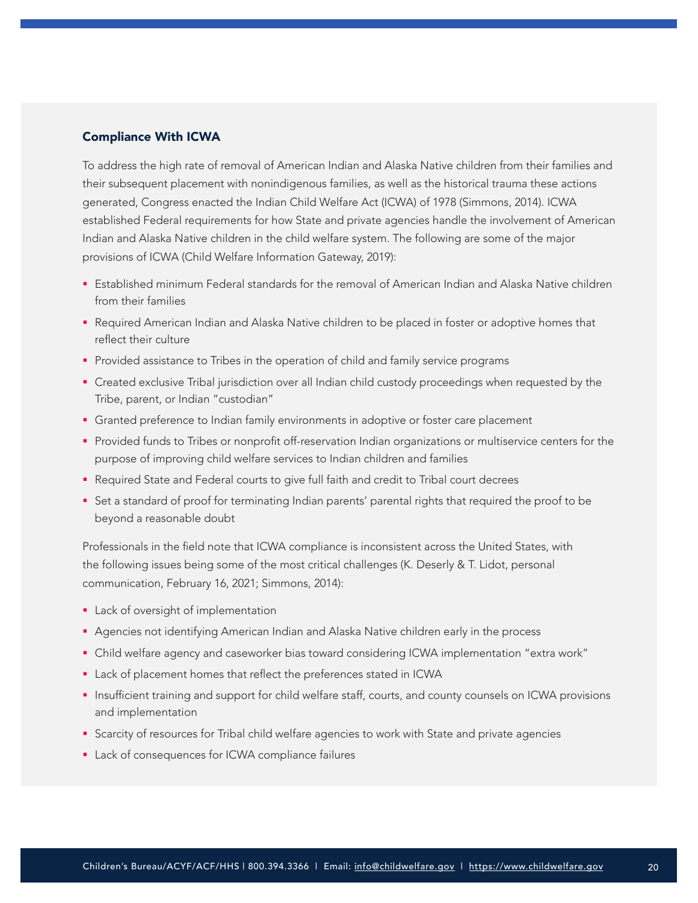### Compliance With ICWA

To address the high rate of removal of American Indian and Alaska Native children from their families and their subsequent placement with nonindigenous families, as well as the historical trauma these actions generated, Congress enacted the Indian Child Welfare Act (ICWA) of 1978 (Simmons, 2014). ICWA established Federal requirements for how State and private agencies handle the involvement of American Indian and Alaska Native children in the child welfare system. The following are some of the major provisions of ICWA (Child Welfare Information Gateway, 2019):

- Established minimum Federal standards for the removal of American Indian and Alaska Native children from their families
- Required American Indian and Alaska Native children to be placed in foster or adoptive homes that reflect their culture
- Provided assistance to Tribes in the operation of child and family service programs
- Created exclusive Tribal jurisdiction over all Indian child custody proceedings when requested by the Tribe, parent, or Indian "custodian"
- Granted preference to Indian family environments in adoptive or foster care placement
- Provided funds to Tribes or nonprofit off-reservation Indian organizations or multiservice centers for the purpose of improving child welfare services to Indian children and families
- Required State and Federal courts to give full faith and credit to Tribal court decrees
- Set a standard of proof for terminating Indian parents' parental rights that required the proof to be beyond a reasonable doubt

Professionals in the field note that ICWA compliance is inconsistent across the United States, with the following issues being some of the most critical challenges (K. Deserly & T. Lidot, personal communication, February 16, 2021; Simmons, 2014):

- Lack of oversight of implementation
- Agencies not identifying American Indian and Alaska Native children early in the process
- Child welfare agency and caseworker bias toward considering ICWA implementation "extra work"
- Lack of placement homes that reflect the preferences stated in ICWA
- Insufficient training and support for child welfare staff, courts, and county counsels on ICWA provisions and implementation
- Scarcity of resources for Tribal child welfare agencies to work with State and private agencies
- Lack of consequences for ICWA compliance failures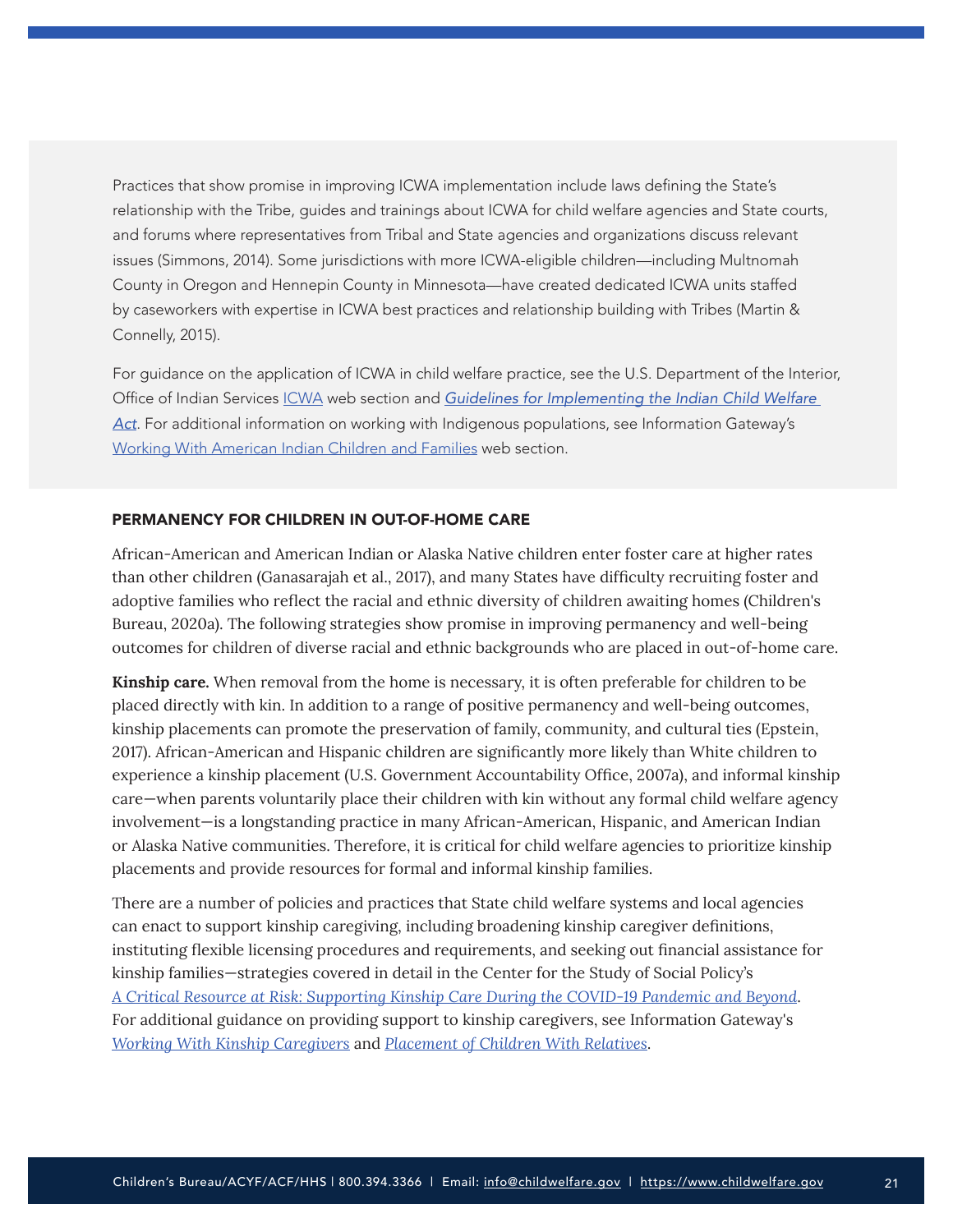Practices that show promise in improving ICWA implementation include laws defining the State's relationship with the Tribe, guides and trainings about ICWA for child welfare agencies and State courts, and forums where representatives from Tribal and State agencies and organizations discuss relevant issues (Simmons, 2014). Some jurisdictions with more ICWA-eligible children—including Multnomah County in Oregon and Hennepin County in Minnesota—have created dedicated ICWA units staffed by caseworkers with expertise in ICWA best practices and relationship building with Tribes (Martin & Connelly, 2015).

For guidance on the application of ICWA in child welfare practice, see the U.S. Department of the Interior, Office of Indian Services ICWA web section and *Guidelines for Implementing the Indian Child Welfare Act*. For additional information on working with Indigenous populations, see Information Gateway's Working With American Indian Children and Families web section.

### PERMANENCY FOR CHILDREN IN OUT-OF-HOME CARE

African-American and American Indian or Alaska Native children enter foster care at higher rates than other children (Ganasarajah et al., 2017), and many States have difficulty recruiting foster and adoptive families who reflect the racial and ethnic diversity of children awaiting homes (Children's Bureau, 2020a). The following strategies show promise in improving permanency and well-being outcomes for children of diverse racial and ethnic backgrounds who are placed in out-of-home care.

**Kinship care.** When removal from the home is necessary, it is often preferable for children to be placed directly with kin. In addition to a range of positive permanency and well-being outcomes, kinship placements can promote the preservation of family, community, and cultural ties (Epstein, 2017). African-American and Hispanic children are significantly more likely than White children to experience a kinship placement (U.S. Government Accountability Office, 2007a), and informal kinship care—when parents voluntarily place their children with kin without any formal child welfare agency involvement—is a longstanding practice in many African-American, Hispanic, and American Indian or Alaska Native communities. Therefore, it is critical for child welfare agencies to prioritize kinship placements and provide resources for formal and informal kinship families.

There are a number of policies and practices that State child welfare systems and local agencies can enact to support kinship caregiving, including broadening kinship caregiver definitions, instituting flexible licensing procedures and requirements, and seeking out financial assistance for kinship families—strategies covered in detail in the Center for the Study of Social Policy's *A Critical Resource at Risk: Supporting Kinship Care During the COVID-19 Pandemic and Beyond*. For additional guidance on providing support to kinship caregivers, see Information Gateway's *Working With Kinship Caregivers* and *Placement of Children With Relatives*.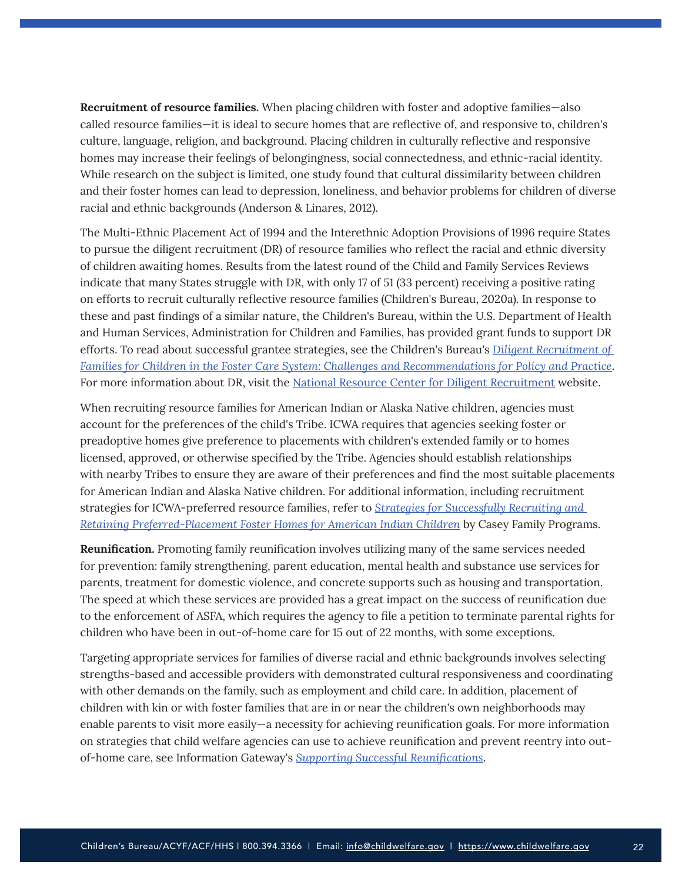**Recruitment of resource families.** When placing children with foster and adoptive families—also called resource families—it is ideal to secure homes that are reflective of, and responsive to, children's culture, language, religion, and background. Placing children in culturally reflective and responsive homes may increase their feelings of belongingness, social connectedness, and ethnic-racial identity. While research on the subject is limited, one study found that cultural dissimilarity between children and their foster homes can lead to depression, loneliness, and behavior problems for children of diverse racial and ethnic backgrounds (Anderson & Linares, 2012).

The Multi-Ethnic Placement Act of 1994 and the Interethnic Adoption Provisions of 1996 require States to pursue the diligent recruitment (DR) of resource families who reflect the racial and ethnic diversity of children awaiting homes. Results from the latest round of the Child and Family Services Reviews indicate that many States struggle with DR, with only 17 of 51 (33 percent) receiving a positive rating on efforts to recruit culturally reflective resource families (Children's Bureau, 2020a). In response to these and past findings of a similar nature, the Children's Bureau, within the U.S. Department of Health and Human Services, Administration for Children and Families, has provided grant funds to support DR efforts. To read about successful grantee strategies, see the Children's Bureau's *Diligent Recruitment of Families for Children in the Foster Care System: Challenges and Recommendations for Policy and Practice*. For more information about DR, visit the National Resource Center for Diligent Recruitment website.

When recruiting resource families for American Indian or Alaska Native children, agencies must account for the preferences of the child's Tribe. ICWA requires that agencies seeking foster or preadoptive homes give preference to placements with children's extended family or to homes licensed, approved, or otherwise specified by the Tribe. Agencies should establish relationships with nearby Tribes to ensure they are aware of their preferences and find the most suitable placements for American Indian and Alaska Native children. For additional information, including recruitment strategies for ICWA-preferred resource families, refer to *Strategies for Successfully Recruiting and Retaining Preferred-Placement Foster Homes for American Indian Children* by Casey Family Programs.

**Reunification.** Promoting family reunification involves utilizing many of the same services needed for prevention: family strengthening, parent education, mental health and substance use services for parents, treatment for domestic violence, and concrete supports such as housing and transportation. The speed at which these services are provided has a great impact on the success of reunification due to the enforcement of ASFA, which requires the agency to file a petition to terminate parental rights for children who have been in out-of-home care for 15 out of 22 months, with some exceptions.

Targeting appropriate services for families of diverse racial and ethnic backgrounds involves selecting strengths-based and accessible providers with demonstrated cultural responsiveness and coordinating with other demands on the family, such as employment and child care. In addition, placement of children with kin or with foster families that are in or near the children's own neighborhoods may enable parents to visit more easily—a necessity for achieving reunification goals. For more information on strategies that child welfare agencies can use to achieve reunification and prevent reentry into out-of-home care, see Information Gateway's *Supporting Successful Reunifications*.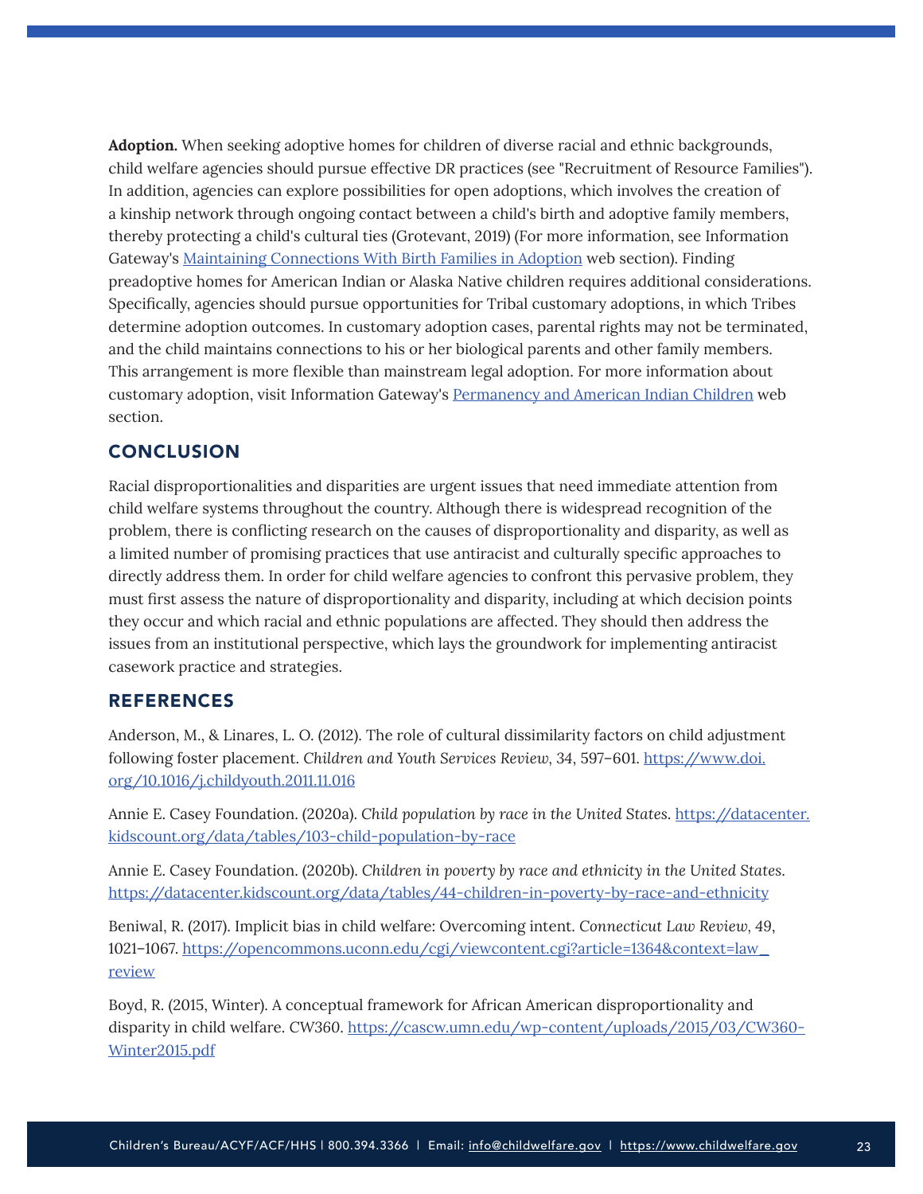**Adoption.** When seeking adoptive homes for children of diverse racial and ethnic backgrounds, child welfare agencies should pursue effective DR practices (see "Recruitment of Resource Families"). In addition, agencies can explore possibilities for open adoptions, which involves the creation of a kinship network through ongoing contact between a child's birth and adoptive family members, thereby protecting a child's cultural ties (Grotevant, 2019) (For more information, see Information Gateway's [Maintaining Connections With Birth Families in Adoption](#) web section). Finding preadoptive homes for American Indian or Alaska Native children requires additional considerations. Specifically, agencies should pursue opportunities for Tribal customary adoptions, in which Tribes determine adoption outcomes. In customary adoption cases, parental rights may not be terminated, and the child maintains connections to his or her biological parents and other family members. This arrangement is more flexible than mainstream legal adoption. For more information about customary adoption, visit Information Gateway's [Permanency and American Indian Children](#) web section.

## CONCLUSION

Racial disproportionalities and disparities are urgent issues that need immediate attention from child welfare systems throughout the country. Although there is widespread recognition of the problem, there is conflicting research on the causes of disproportionality and disparity, as well as a limited number of promising practices that use antiracist and culturally specific approaches to directly address them. In order for child welfare agencies to confront this pervasive problem, they must first assess the nature of disproportionality and disparity, including at which decision points they occur and which racial and ethnic populations are affected. They should then address the issues from an institutional perspective, which lays the groundwork for implementing antiracist casework practice and strategies.

## REFERENCES

Anderson, M., & Linares, L. O. (2012). The role of cultural dissimilarity factors on child adjustment following foster placement. *Children and Youth Services Review*, 34, 597–601. https://www.doi.org/10.1016/j.childyouth.2011.11.016

Annie E. Casey Foundation. (2020a). *Child population by race in the United States*. https://datacenter.kidscount.org/data/tables/103-child-population-by-race

Annie E. Casey Foundation. (2020b). *Children in poverty by race and ethnicity in the United States*. https://datacenter.kidscount.org/data/tables/44-children-in-poverty-by-race-and-ethnicity

Beniwal, R. (2017). Implicit bias in child welfare: Overcoming intent. *Connecticut Law Review*, 49, 1021–1067. https://opencommons.uconn.edu/cgi/viewcontent.cgi?article=1364&context=law_review

Boyd, R. (2015, Winter). A conceptual framework for African American disproportionality and disparity in child welfare. CW360. https://cascw.umn.edu/wp-content/uploads/2015/03/CW360-Winter2015.pdf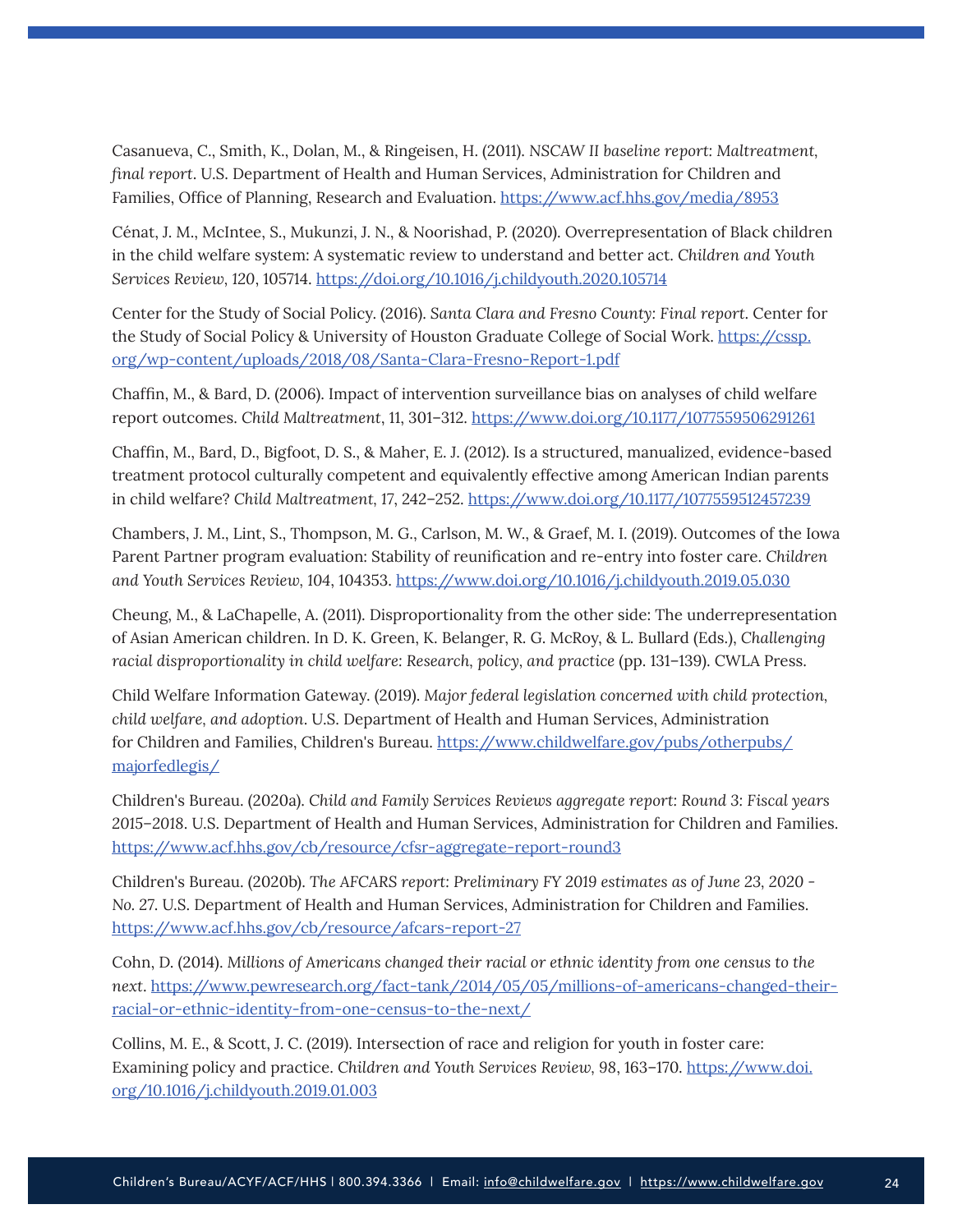Casanueva, C., Smith, K., Dolan, M., & Ringeisen, H. (2011). *NSCAW II baseline report: Maltreatment, final report*. U.S. Department of Health and Human Services, Administration for Children and Families, Office of Planning, Research and Evaluation. https://www.acf.hhs.gov/media/8953

Cénat, J. M., McIntee, S., Mukunzi, J. N., & Noorishad, P. (2020). Overrepresentation of Black children in the child welfare system: A systematic review to understand and better act. *Children and Youth Services Review*, *120*, 105714. https://doi.org/10.1016/j.childyouth.2020.105714

Center for the Study of Social Policy. (2016). *Santa Clara and Fresno County: Final report*. Center for the Study of Social Policy & University of Houston Graduate College of Social Work. https://cssp.org/wp-content/uploads/2018/08/Santa-Clara-Fresno-Report-1.pdf

Chaffin, M., & Bard, D. (2006). Impact of intervention surveillance bias on analyses of child welfare report outcomes. *Child Maltreatment*, 11, 301–312. https://www.doi.org/10.1177/1077559506291261

Chaffin, M., Bard, D., Bigfoot, D. S., & Maher, E. J. (2012). Is a structured, manualized, evidence-based treatment protocol culturally competent and equivalently effective among American Indian parents in child welfare? *Child Maltreatment*, 17, 242–252. https://www.doi.org/10.1177/1077559512457239

Chambers, J. M., Lint, S., Thompson, M. G., Carlson, M. W., & Graef, M. I. (2019). Outcomes of the Iowa Parent Partner program evaluation: Stability of reunification and re-entry into foster care. *Children and Youth Services Review*, 104, 104353. https://www.doi.org/10.1016/j.childyouth.2019.05.030

Cheung, M., & LaChapelle, A. (2011). Disproportionality from the other side: The underrepresentation of Asian American children. In D. K. Green, K. Belanger, R. G. McRoy, & L. Bullard (Eds.), *Challenging racial disproportionality in child welfare: Research, policy, and practice* (pp. 131–139). CWLA Press.

Child Welfare Information Gateway. (2019). *Major federal legislation concerned with child protection, child welfare, and adoption*. U.S. Department of Health and Human Services, Administration for Children and Families, Children's Bureau. https://www.childwelfare.gov/pubs/otherpubs/majorfedlegis/

Children's Bureau. (2020a). *Child and Family Services Reviews aggregate report: Round 3: Fiscal years* 2015–2018. U.S. Department of Health and Human Services, Administration for Children and Families. https://www.acf.hhs.gov/cb/resource/cfsr-aggregate-report-round3

Children's Bureau. (2020b). *The AFCARS report: Preliminary FY 2019 estimates as of June 23, 2020 - No. 27*. U.S. Department of Health and Human Services, Administration for Children and Families. https://www.acf.hhs.gov/cb/resource/afcars-report-27

Cohn, D. (2014). *Millions of Americans changed their racial or ethnic identity from one census to the next*. https://www.pewresearch.org/fact-tank/2014/05/05/millions-of-americans-changed-their-racial-or-ethnic-identity-from-one-census-to-the-next/

Collins, M. E., & Scott, J. C. (2019). Intersection of race and religion for youth in foster care: Examining policy and practice. *Children and Youth Services Review*, 98, 163–170. https://www.doi.org/10.1016/j.childyouth.2019.01.003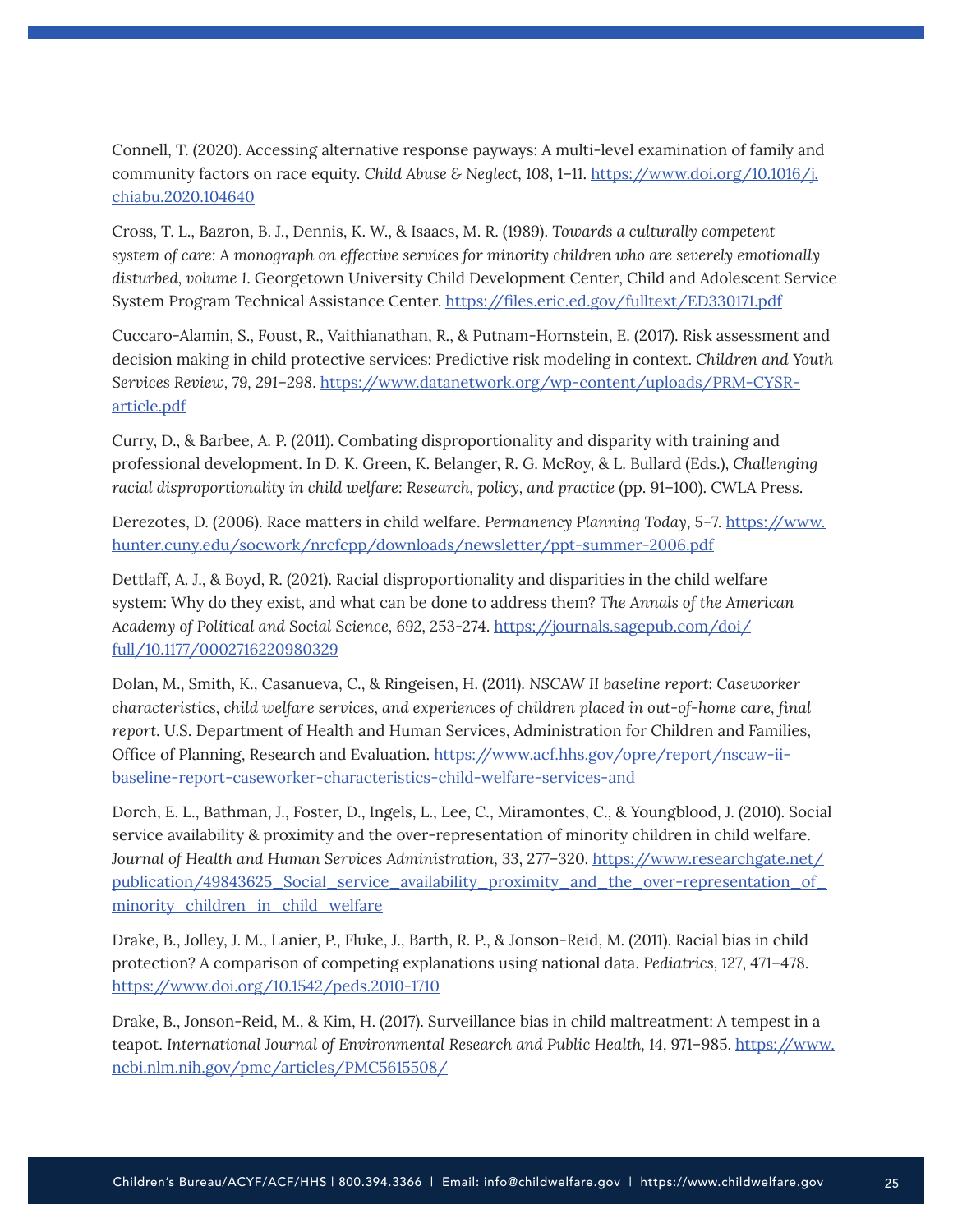Connell, T. (2020). Accessing alternative response payways: A multi-level examination of family and community factors on race equity. *Child Abuse & Neglect*, 108, 1–11. https://www.doi.org/10.1016/j.chiabu.2020.104640

Cross, T. L., Bazron, B. J., Dennis, K. W., & Isaacs, M. R. (1989). *Towards a culturally competent system of care: A monograph on effective services for minority children who are severely emotionally disturbed, volume 1*. Georgetown University Child Development Center, Child and Adolescent Service System Program Technical Assistance Center. https://files.eric.ed.gov/fulltext/ED330171.pdf

Cuccaro-Alamin, S., Foust, R., Vaithianathan, R., & Putnam-Hornstein, E. (2017). Risk assessment and decision making in child protective services: Predictive risk modeling in context. *Children and Youth Services Review*, 79, 291–298. https://www.datanetwork.org/wp-content/uploads/PRM-CYSR-article.pdf

Curry, D., & Barbee, A. P. (2011). Combating disproportionality and disparity with training and professional development. In D. K. Green, K. Belanger, R. G. McRoy, & L. Bullard (Eds.), *Challenging racial disproportionality in child welfare: Research, policy, and practice* (pp. 91–100). CWLA Press.

Derezotes, D. (2006). Race matters in child welfare. *Permanency Planning Today*, 5–7. https://www.hunter.cuny.edu/socwork/nrcfcpp/downloads/newsletter/ppt-summer-2006.pdf

Dettlaff, A. J., & Boyd, R. (2021). Racial disproportionality and disparities in the child welfare system: Why do they exist, and what can be done to address them? *The Annals of the American Academy of Political and Social Science*, 692, 253-274. https://journals.sagepub.com/doi/full/10.1177/0002716220980329

Dolan, M., Smith, K., Casanueva, C., & Ringeisen, H. (2011). *NSCAW II baseline report: Caseworker characteristics, child welfare services, and experiences of children placed in out-of-home care, final report*. U.S. Department of Health and Human Services, Administration for Children and Families, Office of Planning, Research and Evaluation. https://www.acf.hhs.gov/opre/report/nscaw-ii-baseline-report-caseworker-characteristics-child-welfare-services-and

Dorch, E. L., Bathman, J., Foster, D., Ingels, L., Lee, C., Miramontes, C., & Youngblood, J. (2010). Social service availability & proximity and the over-representation of minority children in child welfare. *Journal of Health and Human Services Administration*, 33, 277–320. https://www.researchgate.net/publication/49843625_Social_service_availability_proximity_and_the_over-representation_of_minority_children_in_child_welfare

Drake, B., Jolley, J. M., Lanier, P., Fluke, J., Barth, R. P., & Jonson-Reid, M. (2011). Racial bias in child protection? A comparison of competing explanations using national data. *Pediatrics*, 127, 471–478. https://www.doi.org/10.1542/peds.2010-1710

Drake, B., Jonson-Reid, M., & Kim, H. (2017). Surveillance bias in child maltreatment: A tempest in a teapot. *International Journal of Environmental Research and Public Health*, 14, 971–985. https://www.ncbi.nlm.nih.gov/pmc/articles/PMC5615508/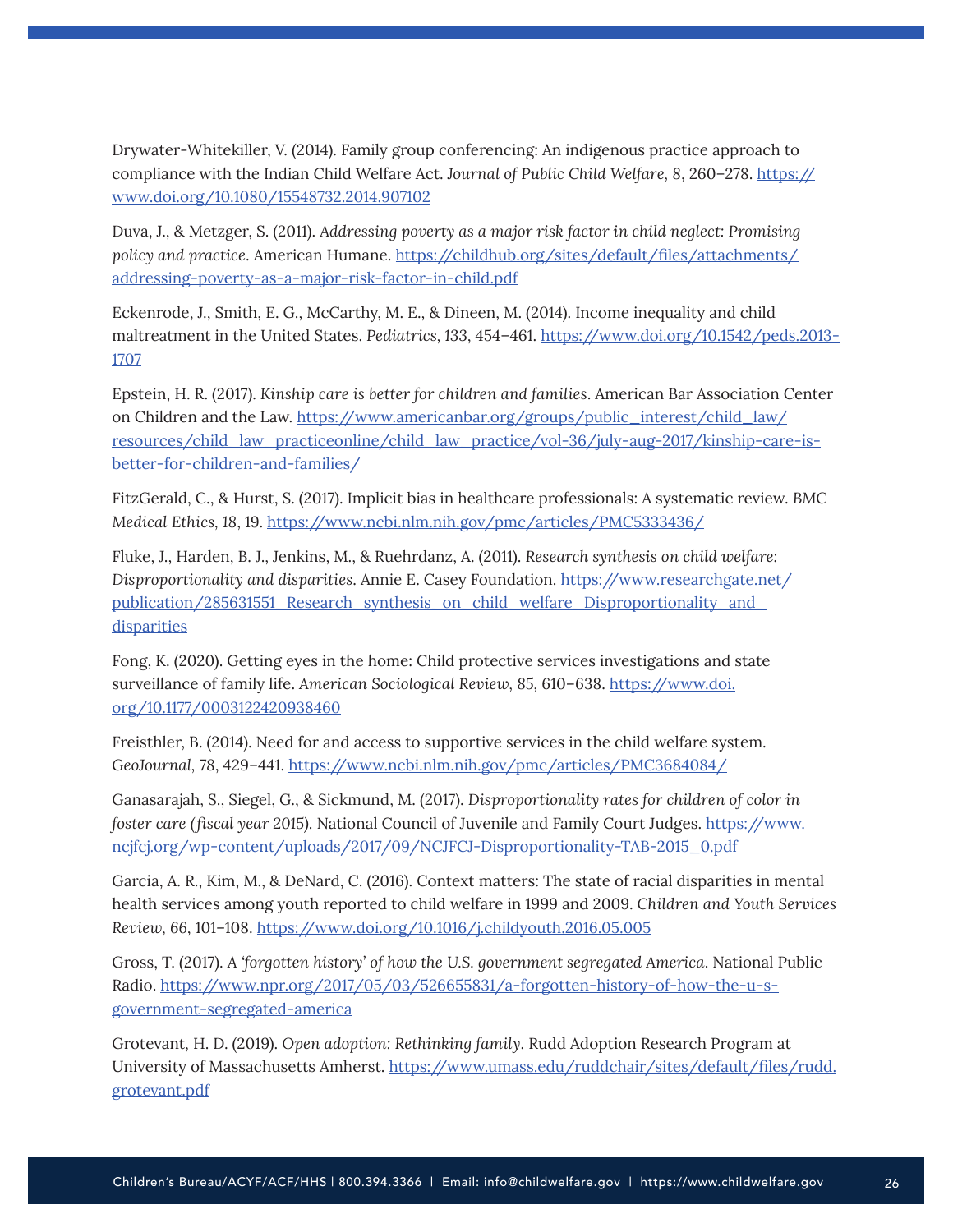Drywater-Whitekiller, V. (2014). Family group conferencing: An indigenous practice approach to compliance with the Indian Child Welfare Act. *Journal of Public Child Welfare*, 8, 260–278. https://www.doi.org/10.1080/15548732.2014.907102

Duva, J., & Metzger, S. (2011). *Addressing poverty as a major risk factor in child neglect: Promising policy and practice*. American Humane. https://childhub.org/sites/default/files/attachments/addressing-poverty-as-a-major-risk-factor-in-child.pdf

Eckenrode, J., Smith, E. G., McCarthy, M. E., & Dineen, M. (2014). Income inequality and child maltreatment in the United States. *Pediatrics*, 133, 454–461. https://www.doi.org/10.1542/peds.2013-1707

Epstein, H. R. (2017). *Kinship care is better for children and families*. American Bar Association Center on Children and the Law. https://www.americanbar.org/groups/public_interest/child_law/resources/child_law_practiceonline/child_law_practice/vol-36/july-aug-2017/kinship-care-is-better-for-children-and-families/

FitzGerald, C., & Hurst, S. (2017). Implicit bias in healthcare professionals: A systematic review. *BMC Medical Ethics*, 18, 19. https://www.ncbi.nlm.nih.gov/pmc/articles/PMC5333436/

Fluke, J., Harden, B. J., Jenkins, M., & Ruehrdanz, A. (2011). *Research synthesis on child welfare: Disproportionality and disparities*. Annie E. Casey Foundation. https://www.researchgate.net/publication/285631551_Research_synthesis_on_child_welfare_Disproportionality_and_disparities

Fong, K. (2020). Getting eyes in the home: Child protective services investigations and state surveillance of family life. *American Sociological Review*, 85, 610–638. https://www.doi.org/10.1177/0003122420938460

Freisthler, B. (2014). Need for and access to supportive services in the child welfare system. *GeoJournal*, 78, 429–441. https://www.ncbi.nlm.nih.gov/pmc/articles/PMC3684084/

Ganasarajah, S., Siegel, G., & Sickmund, M. (2017). *Disproportionality rates for children of color in foster care (fiscal year 2015)*. National Council of Juvenile and Family Court Judges. https://www.ncjfcj.org/wp-content/uploads/2017/09/NCJFCJ-Disproportionality-TAB-2015_0.pdf

Garcia, A. R., Kim, M., & DeNard, C. (2016). Context matters: The state of racial disparities in mental health services among youth reported to child welfare in 1999 and 2009. *Children and Youth Services Review*, 66, 101–108. https://www.doi.org/10.1016/j.childyouth.2016.05.005

Gross, T. (2017). *A 'forgotten history' of how the U.S. government segregated America*. National Public Radio. https://www.npr.org/2017/05/03/526655831/a-forgotten-history-of-how-the-u-s-government-segregated-america

Grotevant, H. D. (2019). *Open adoption: Rethinking family*. Rudd Adoption Research Program at University of Massachusetts Amherst. https://www.umass.edu/ruddchair/sites/default/files/rudd.grotevant.pdf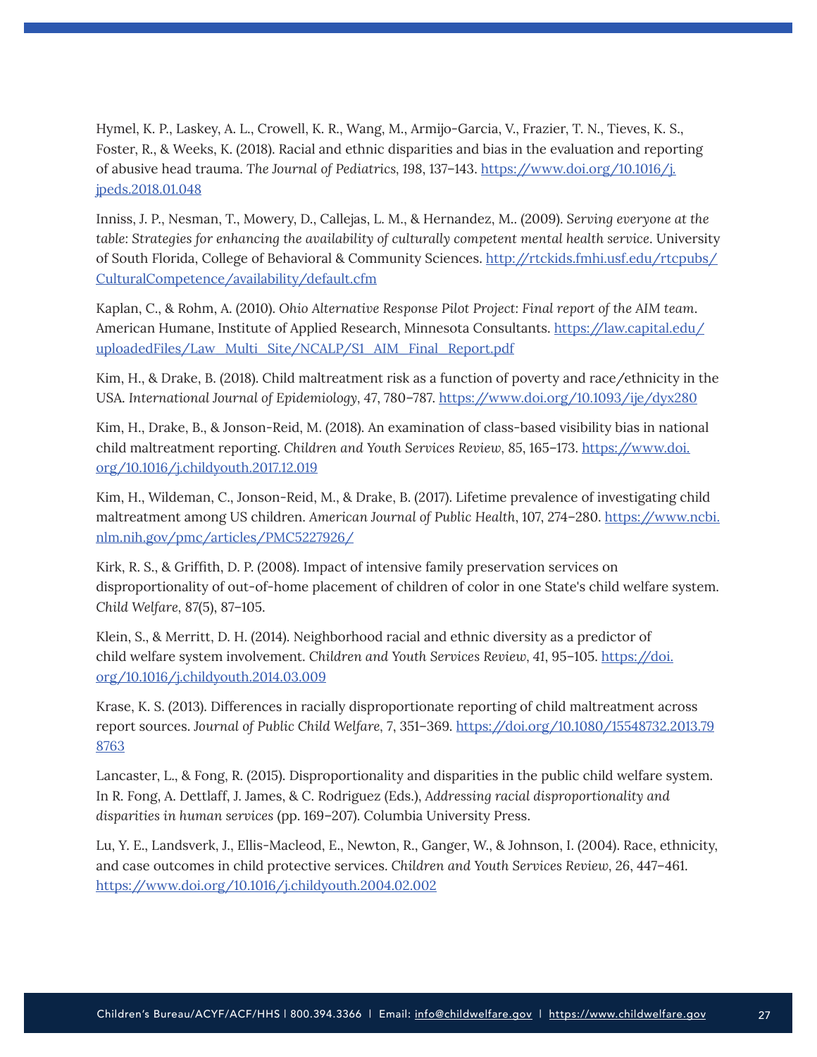Hymel, K. P., Laskey, A. L., Crowell, K. R., Wang, M., Armijo-Garcia, V., Frazier, T. N., Tieves, K. S., Foster, R., & Weeks, K. (2018). Racial and ethnic disparities and bias in the evaluation and reporting of abusive head trauma. *The Journal of Pediatrics*, 198, 137–143. https://www.doi.org/10.1016/j.jpeds.2018.01.048

Inniss, J. P., Nesman, T., Mowery, D., Callejas, L. M., & Hernandez, M.. (2009). *Serving everyone at the table: Strategies for enhancing the availability of culturally competent mental health service*. University of South Florida, College of Behavioral & Community Sciences. http://rtckids.fmhi.usf.edu/rtcpubs/CulturalCompetence/availability/default.cfm

Kaplan, C., & Rohm, A. (2010). *Ohio Alternative Response Pilot Project: Final report of the AIM team*. American Humane, Institute of Applied Research, Minnesota Consultants. https://law.capital.edu/uploadedFiles/Law_Multi_Site/NCALP/S1_AIM_Final_Report.pdf

Kim, H., & Drake, B. (2018). Child maltreatment risk as a function of poverty and race/ethnicity in the USA. *International Journal of Epidemiology*, 47, 780–787. https://www.doi.org/10.1093/ije/dyx280

Kim, H., Drake, B., & Jonson-Reid, M. (2018). An examination of class-based visibility bias in national child maltreatment reporting. *Children and Youth Services Review*, 85, 165–173. https://www.doi.org/10.1016/j.childyouth.2017.12.019

Kim, H., Wildeman, C., Jonson-Reid, M., & Drake, B. (2017). Lifetime prevalence of investigating child maltreatment among US children. *American Journal of Public Health*, 107, 274–280. https://www.ncbi.nlm.nih.gov/pmc/articles/PMC5227926/

Kirk, R. S., & Griffith, D. P. (2008). Impact of intensive family preservation services on disproportionality of out-of-home placement of children of color in one State's child welfare system. *Child Welfare*, 87(5), 87–105.

Klein, S., & Merritt, D. H. (2014). Neighborhood racial and ethnic diversity as a predictor of child welfare system involvement. *Children and Youth Services Review*, *41*, 95–105. https://doi.org/10.1016/j.childyouth.2014.03.009

Krase, K. S. (2013). Differences in racially disproportionate reporting of child maltreatment across report sources. *Journal of Public Child Welfare*, 7, 351–369. https://doi.org/10.1080/15548732.2013.798763

Lancaster, L., & Fong, R. (2015). Disproportionality and disparities in the public child welfare system. In R. Fong, A. Dettlaff, J. James, & C. Rodriguez (Eds.), *Addressing racial disproportionality and disparities in human services* (pp. 169–207). Columbia University Press.

Lu, Y. E., Landsverk, J., Ellis-Macleod, E., Newton, R., Ganger, W., & Johnson, I. (2004). Race, ethnicity, and case outcomes in child protective services. *Children and Youth Services Review*, *26*, 447–461. https://www.doi.org/10.1016/j.childyouth.2004.02.002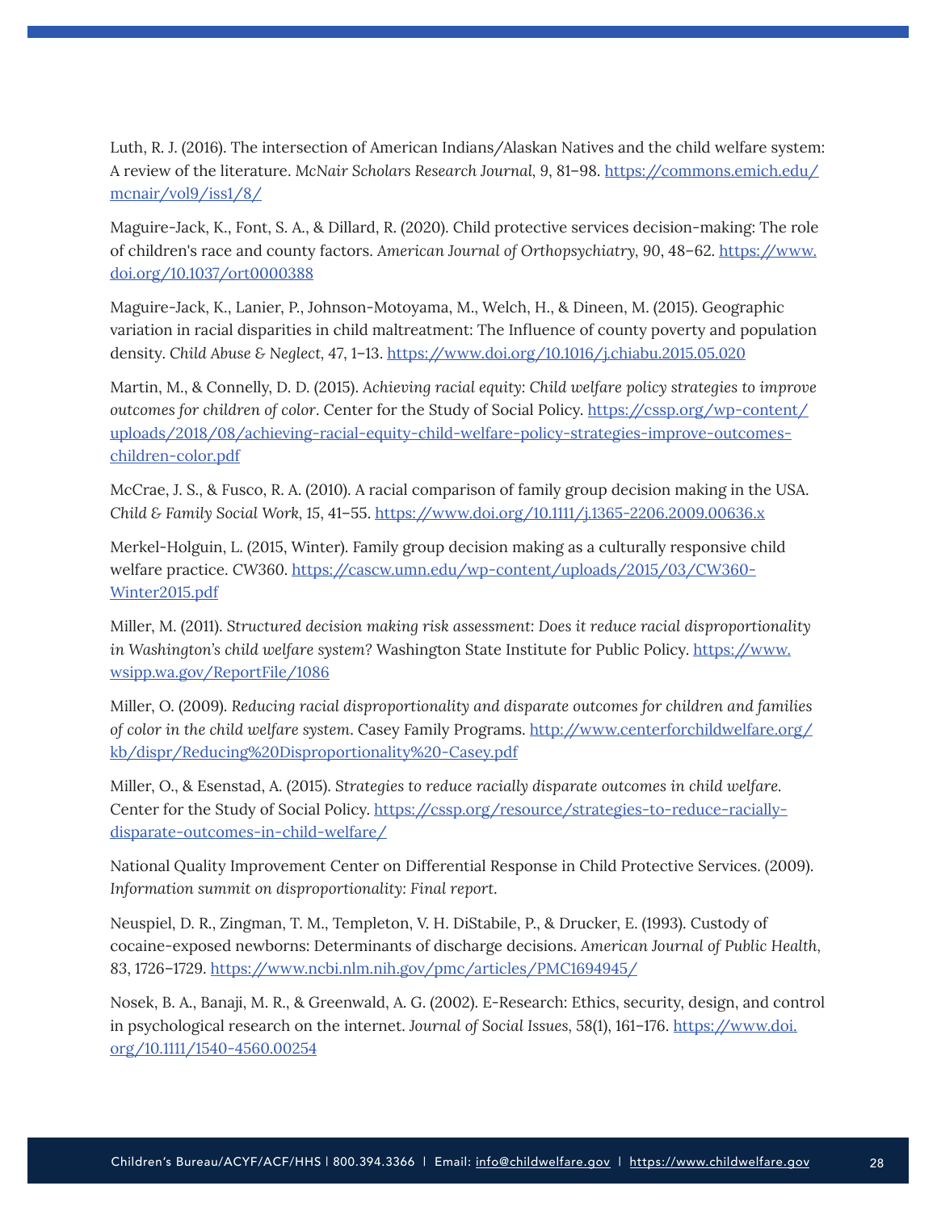Luth, R. J. (2016). The intersection of American Indians/Alaskan Natives and the child welfare system: A review of the literature. *McNair Scholars Research Journal*, 9, 81–98. https://commons.emich.edu/mcnair/vol9/iss1/8/

Maguire-Jack, K., Font, S. A., & Dillard, R. (2020). Child protective services decision-making: The role of children's race and county factors. *American Journal of Orthopsychiatry*, 90, 48–62. https://www.doi.org/10.1037/ort0000388

Maguire-Jack, K., Lanier, P., Johnson-Motoyama, M., Welch, H., & Dineen, M. (2015). Geographic variation in racial disparities in child maltreatment: The Influence of county poverty and population density. *Child Abuse & Neglect*, 47, 1–13. https://www.doi.org/10.1016/j.chiabu.2015.05.020

Martin, M., & Connelly, D. D. (2015). *Achieving racial equity: Child welfare policy strategies to improve outcomes for children of color*. Center for the Study of Social Policy. https://cssp.org/wp-content/uploads/2018/08/achieving-racial-equity-child-welfare-policy-strategies-improve-outcomes-children-color.pdf

McCrae, J. S., & Fusco, R. A. (2010). A racial comparison of family group decision making in the USA. *Child & Family Social Work*, 15, 41–55. https://www.doi.org/10.1111/j.1365-2206.2009.00636.x

Merkel-Holguin, L. (2015, Winter). Family group decision making as a culturally responsive child welfare practice. CW360. https://cascw.umn.edu/wp-content/uploads/2015/03/CW360-Winter2015.pdf

Miller, M. (2011). *Structured decision making risk assessment: Does it reduce racial disproportionality in Washington's child welfare system?* Washington State Institute for Public Policy. https://www.wsipp.wa.gov/ReportFile/1086

Miller, O. (2009). *Reducing racial disproportionality and disparate outcomes for children and families of color in the child welfare system*. Casey Family Programs. http://www.centerforchildwelfare.org/kb/dispr/Reducing%20Disproportionality%20-Casey.pdf

Miller, O., & Esenstad, A. (2015). *Strategies to reduce racially disparate outcomes in child welfare*. Center for the Study of Social Policy. https://cssp.org/resource/strategies-to-reduce-racially-disparate-outcomes-in-child-welfare/

National Quality Improvement Center on Differential Response in Child Protective Services. (2009). *Information summit on disproportionality: Final report*.

Neuspiel, D. R., Zingman, T. M., Templeton, V. H. DiStabile, P., & Drucker, E. (1993). Custody of cocaine-exposed newborns: Determinants of discharge decisions. *American Journal of Public Health*, 83, 1726–1729. https://www.ncbi.nlm.nih.gov/pmc/articles/PMC1694945/

Nosek, B. A., Banaji, M. R., & Greenwald, A. G. (2002). E-Research: Ethics, security, design, and control in psychological research on the internet. *Journal of Social Issues*, 58(1), 161–176. https://www.doi.org/10.1111/1540-4560.00254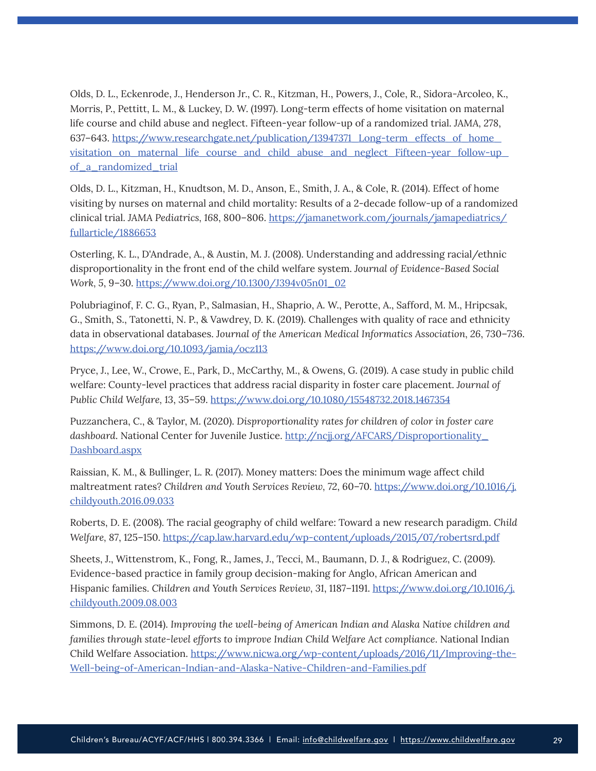Olds, D. L., Eckenrode, J., Henderson Jr., C. R., Kitzman, H., Powers, J., Cole, R., Sidora-Arcoleo, K., Morris, P., Pettitt, L. M., & Luckey, D. W. (1997). Long-term effects of home visitation on maternal life course and child abuse and neglect. Fifteen-year follow-up of a randomized trial. *JAMA*, 278, 637–643. https://www.researchgate.net/publication/13947371_Long-term_effects_of_home_visitation_on_maternal_life_course_and_child_abuse_and_neglect_Fifteen-year_follow-up_of_a_randomized_trial

Olds, D. L., Kitzman, H., Knudtson, M. D., Anson, E., Smith, J. A., & Cole, R. (2014). Effect of home visiting by nurses on maternal and child mortality: Results of a 2-decade follow-up of a randomized clinical trial. *JAMA Pediatrics*, 168, 800–806. https://jamanetwork.com/journals/jamapediatrics/fullarticle/1886653

Osterling, K. L., D'Andrade, A., & Austin, M. J. (2008). Understanding and addressing racial/ethnic disproportionality in the front end of the child welfare system. *Journal of Evidence-Based Social Work*, 5, 9–30. https://www.doi.org/10.1300/J394v05n01_02

Polubriaginof, F. C. G., Ryan, P., Salmasian, H., Shaprio, A. W., Perotte, A., Safford, M. M., Hripcsak, G., Smith, S., Tatonetti, N. P., & Vawdrey, D. K. (2019). Challenges with quality of race and ethnicity data in observational databases. *Journal of the American Medical Informatics Association*, 26, 730–736. https://www.doi.org/10.1093/jamia/ocz113

Pryce, J., Lee, W., Crowe, E., Park, D., McCarthy, M., & Owens, G. (2019). A case study in public child welfare: County-level practices that address racial disparity in foster care placement. *Journal of Public Child Welfare*, 13, 35–59. https://www.doi.org/10.1080/15548732.2018.1467354

Puzzanchera, C., & Taylor, M. (2020). *Disproportionality rates for children of color in foster care dashboard*. National Center for Juvenile Justice. http://ncjj.org/AFCARS/Disproportionality_Dashboard.aspx

Raissian, K. M., & Bullinger, L. R. (2017). Money matters: Does the minimum wage affect child maltreatment rates? *Children and Youth Services Review*, 72, 60–70. https://www.doi.org/10.1016/j.childyouth.2016.09.033

Roberts, D. E. (2008). The racial geography of child welfare: Toward a new research paradigm. *Child Welfare*, 87, 125–150. https://cap.law.harvard.edu/wp-content/uploads/2015/07/robertsrd.pdf

Sheets, J., Wittenstrom, K., Fong, R., James, J., Tecci, M., Baumann, D. J., & Rodriguez, C. (2009). Evidence-based practice in family group decision-making for Anglo, African American and Hispanic families. *Children and Youth Services Review*, 31, 1187–1191. https://www.doi.org/10.1016/j.childyouth.2009.08.003

Simmons, D. E. (2014). *Improving the well-being of American Indian and Alaska Native children and families through state-level efforts to improve Indian Child Welfare Act compliance*. National Indian Child Welfare Association. https://www.nicwa.org/wp-content/uploads/2016/11/Improving-the-Well-being-of-American-Indian-and-Alaska-Native-Children-and-Families.pdf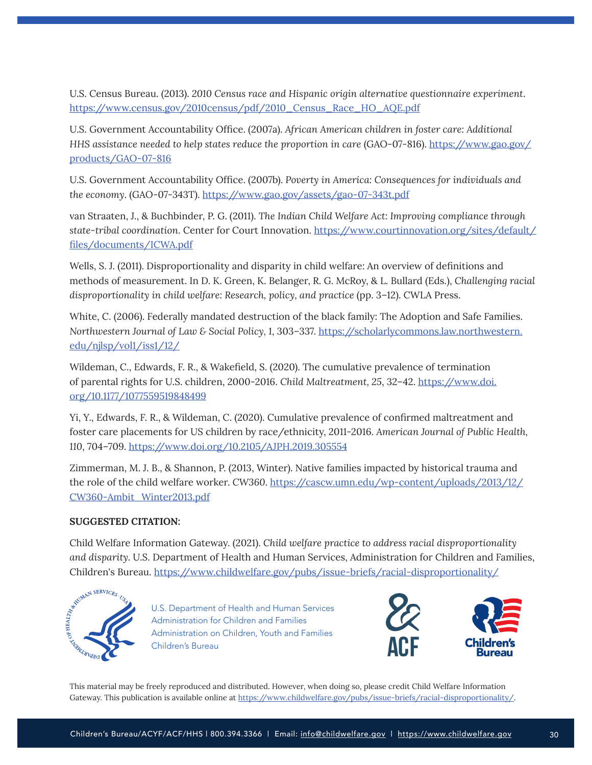U.S. Census Bureau. (2013). *2010 Census race and Hispanic origin alternative questionnaire experiment*. https://www.census.gov/2010census/pdf/2010_Census_Race_HO_AQE.pdf

U.S. Government Accountability Office. (2007a). *African American children in foster care: Additional HHS assistance needed to help states reduce the proportion in care* (GAO-07-816). https://www.gao.gov/products/GAO-07-816

U.S. Government Accountability Office. (2007b). *Poverty in America: Consequences for individuals and the economy*. (GAO-07-343T). https://www.gao.gov/assets/gao-07-343t.pdf

van Straaten, J., & Buchbinder, P. G. (2011). *The Indian Child Welfare Act: Improving compliance through state-tribal coordination*. Center for Court Innovation. https://www.courtinnovation.org/sites/default/files/documents/ICWA.pdf

Wells, S. J. (2011). Disproportionality and disparity in child welfare: An overview of definitions and methods of measurement. In D. K. Green, K. Belanger, R. G. McRoy, & L. Bullard (Eds.), *Challenging racial disproportionality in child welfare: Research, policy, and practice* (pp. 3–12). CWLA Press.

White, C. (2006). Federally mandated destruction of the black family: The Adoption and Safe Families. *Northwestern Journal of Law & Social Policy*, 1, 303–337. https://scholarlycommons.law.northwestern.edu/njlsp/vol1/iss1/12/

Wildeman, C., Edwards, F. R., & Wakefield, S. (2020). The cumulative prevalence of termination of parental rights for U.S. children, 2000-2016. *Child Maltreatment*, *25*, 32–42. https://www.doi.org/10.1177/1077559519848499

Yi, Y., Edwards, F. R., & Wildeman, C. (2020). Cumulative prevalence of confirmed maltreatment and foster care placements for US children by race/ethnicity, 2011-2016. *American Journal of Public Health*, 110, 704–709. https://www.doi.org/10.2105/AJPH.2019.305554

Zimmerman, M. J. B., & Shannon, P. (2013, Winter). Native families impacted by historical trauma and the role of the child welfare worker. CW360. https://cascw.umn.edu/wp-content/uploads/2013/12/CW360-Ambit_Winter2013.pdf

**SUGGESTED CITATION:**

Child Welfare Information Gateway. (2021). *Child welfare practice to address racial disproportionality and disparity*. U.S. Department of Health and Human Services, Administration for Children and Families, Children's Bureau. https://www.childwelfare.gov/pubs/issue-briefs/racial-disproportionality/

U.S. Department of Health and Human Services
Administration for Children and Families
Administration on Children, Youth and Families
Children's Bureau

This material may be freely reproduced and distributed. However, when doing so, please credit Child Welfare Information Gateway. This publication is available online at https://www.childwelfare.gov/pubs/issue-briefs/racial-disproportionality/.